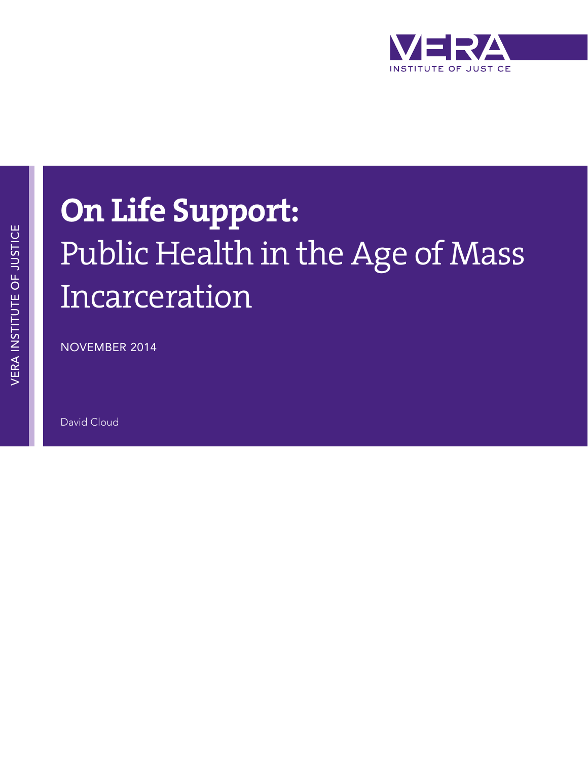VERA INSTITUTE OF JUSTICE

# **On Life Support:** Public Health in the Age of Mass Incarceration

NOVEMBER 2014

David Cloud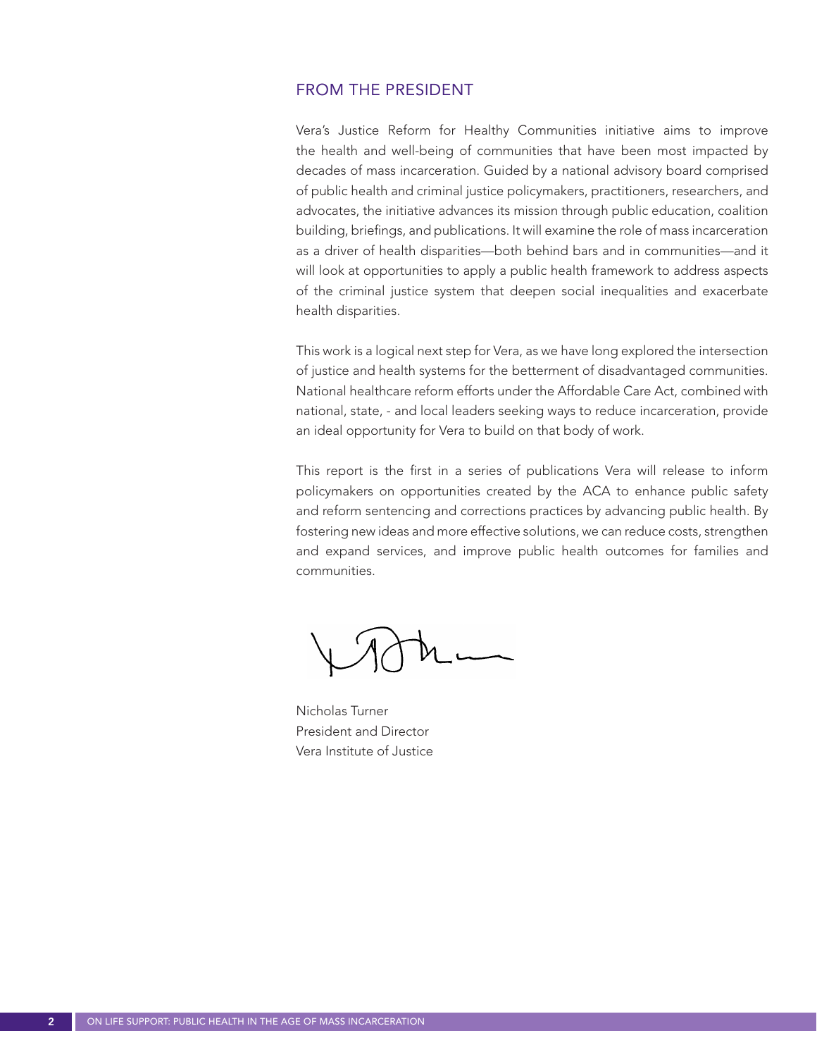## FROM THE PRESIDENT

Vera's Justice Reform for Healthy Communities initiative aims to improve the health and well-being of communities that have been most impacted by decades of mass incarceration. Guided by a national advisory board comprised of public health and criminal justice policymakers, practitioners, researchers, and advocates, the initiative advances its mission through public education, coalition building, briefings, and publications. It will examine the role of mass incarceration as a driver of health disparities—both behind bars and in communities—and it will look at opportunities to apply a public health framework to address aspects of the criminal justice system that deepen social inequalities and exacerbate health disparities.

This work is a logical next step for Vera, as we have long explored the intersection of justice and health systems for the betterment of disadvantaged communities. National healthcare reform efforts under the Affordable Care Act, combined with national, state, - and local leaders seeking ways to reduce incarceration, provide an ideal opportunity for Vera to build on that body of work.

This report is the first in a series of publications Vera will release to inform policymakers on opportunities created by the ACA to enhance public safety and reform sentencing and corrections practices by advancing public health. By fostering new ideas and more effective solutions, we can reduce costs, strengthen and expand services, and improve public health outcomes for families and communities.

Nicholas Turner
President and Director
Vera Institute of Justice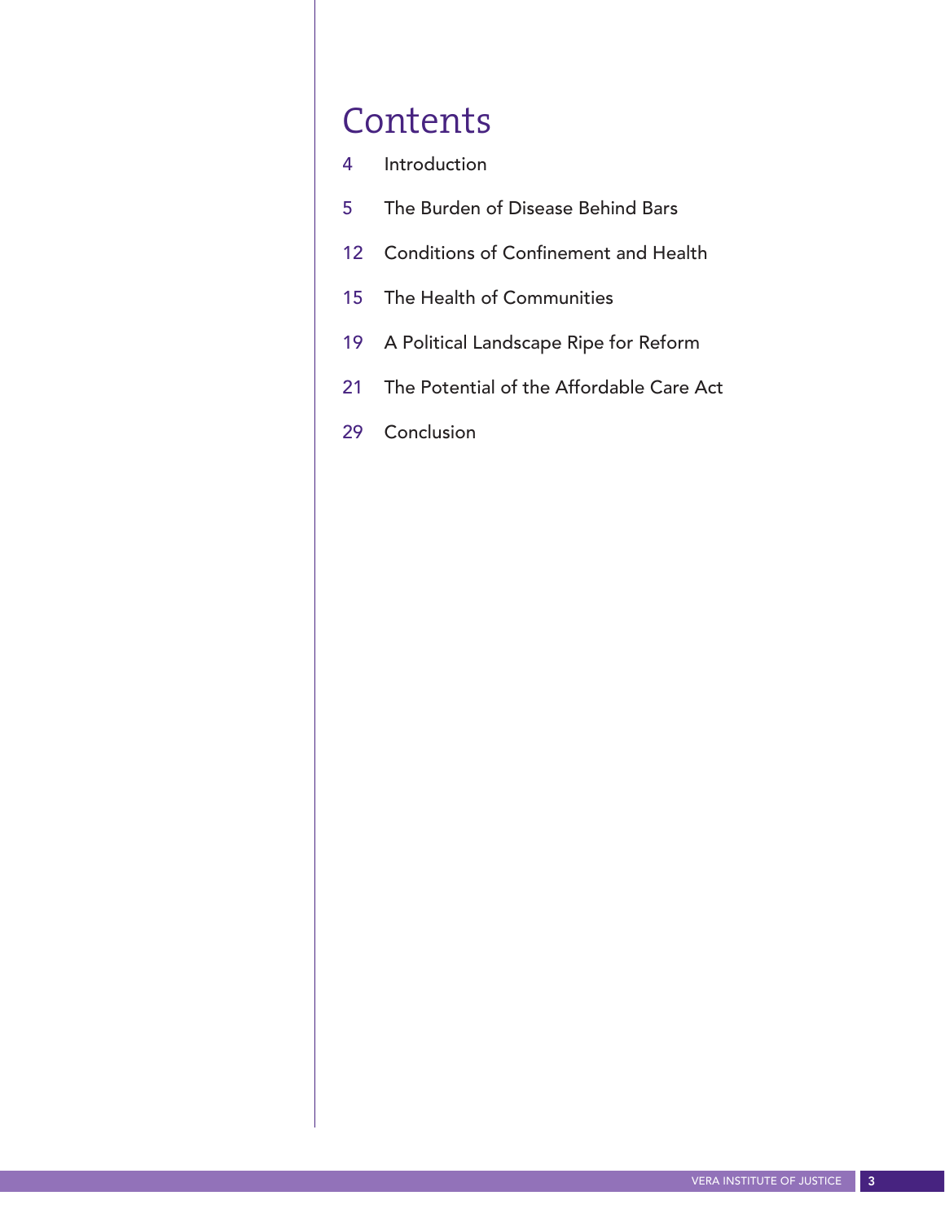# Contents

4 Introduction

5 The Burden of Disease Behind Bars

12 Conditions of Confinement and Health

15 The Health of Communities

19 A Political Landscape Ripe for Reform

21 The Potential of the Affordable Care Act

29 Conclusion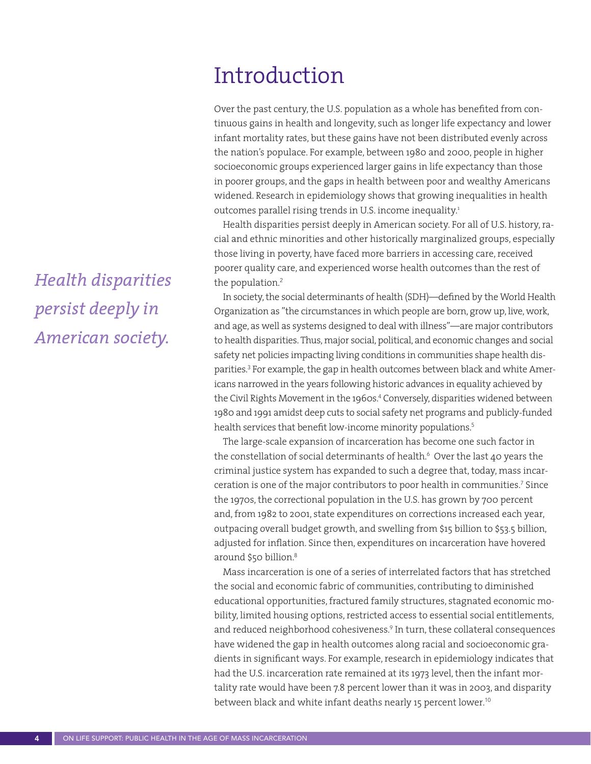# Introduction

Over the past century, the U.S. population as a whole has benefited from continuous gains in health and longevity, such as longer life expectancy and lower infant mortality rates, but these gains have not been distributed evenly across the nation's populace. For example, between 1980 and 2000, people in higher socioeconomic groups experienced larger gains in life expectancy than those in poorer groups, and the gaps in health between poor and wealthy Americans widened. Research in epidemiology shows that growing inequalities in health outcomes parallel rising trends in U.S. income inequality.[1]

Health disparities persist deeply in American society. For all of U.S. history, racial and ethnic minorities and other historically marginalized groups, especially those living in poverty, have faced more barriers in accessing care, received poorer quality care, and experienced worse health outcomes than the rest of the population.[2]

*Health disparities persist deeply in American society.*

In society, the social determinants of health (SDH)—defined by the World Health Organization as "the circumstances in which people are born, grow up, live, work, and age, as well as systems designed to deal with illness"—are major contributors to health disparities. Thus, major social, political, and economic changes and social safety net policies impacting living conditions in communities shape health disparities.[3] For example, the gap in health outcomes between black and white Americans narrowed in the years following historic advances in equality achieved by the Civil Rights Movement in the 1960s.[4] Conversely, disparities widened between 1980 and 1991 amidst deep cuts to social safety net programs and publicly-funded health services that benefit low-income minority populations.[5]

The large-scale expansion of incarceration has become one such factor in the constellation of social determinants of health.[6] Over the last 40 years the criminal justice system has expanded to such a degree that, today, mass incarceration is one of the major contributors to poor health in communities.[7] Since the 1970s, the correctional population in the U.S. has grown by 700 percent and, from 1982 to 2001, state expenditures on corrections increased each year, outpacing overall budget growth, and swelling from $15 billion to $53.5 billion, adjusted for inflation. Since then, expenditures on incarceration have hovered around $50 billion.[8]

Mass incarceration is one of a series of interrelated factors that has stretched the social and economic fabric of communities, contributing to diminished educational opportunities, fractured family structures, stagnated economic mobility, limited housing options, restricted access to essential social entitlements, and reduced neighborhood cohesiveness.[9] In turn, these collateral consequences have widened the gap in health outcomes along racial and socioeconomic gradients in significant ways. For example, research in epidemiology indicates that had the U.S. incarceration rate remained at its 1973 level, then the infant mortality rate would have been 7.8 percent lower than it was in 2003, and disparity between black and white infant deaths nearly 15 percent lower.[10]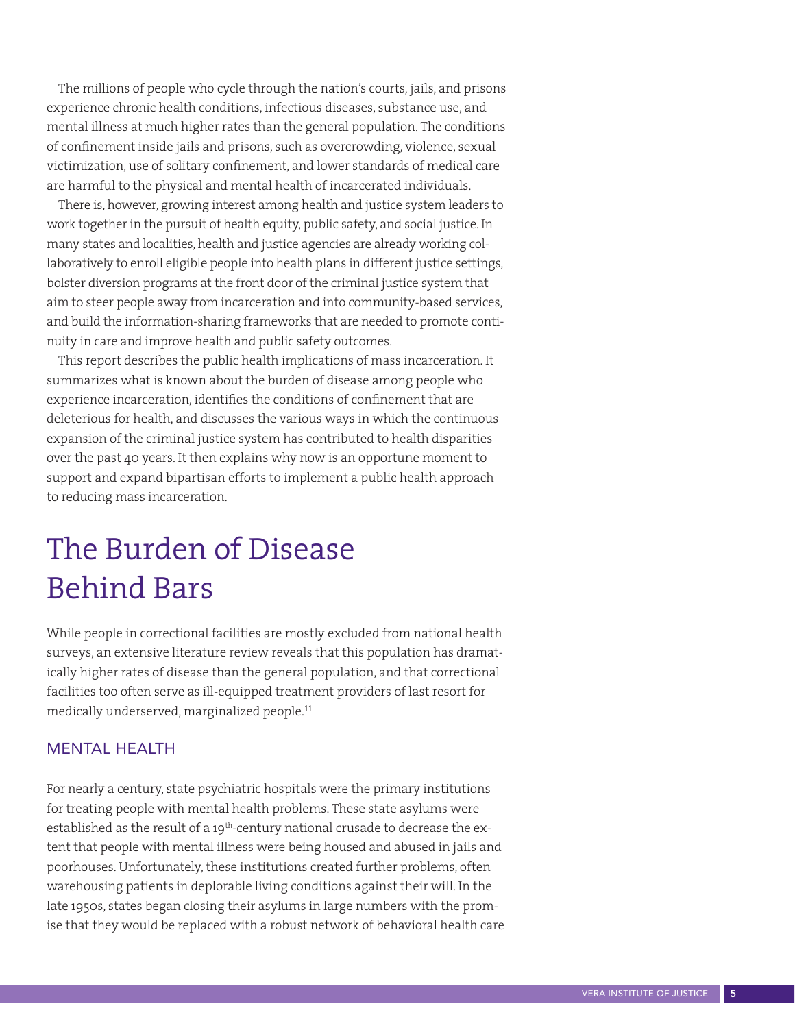The millions of people who cycle through the nation's courts, jails, and prisons experience chronic health conditions, infectious diseases, substance use, and mental illness at much higher rates than the general population. The conditions of confinement inside jails and prisons, such as overcrowding, violence, sexual victimization, use of solitary confinement, and lower standards of medical care are harmful to the physical and mental health of incarcerated individuals.

There is, however, growing interest among health and justice system leaders to work together in the pursuit of health equity, public safety, and social justice. In many states and localities, health and justice agencies are already working collaboratively to enroll eligible people into health plans in different justice settings, bolster diversion programs at the front door of the criminal justice system that aim to steer people away from incarceration and into community-based services, and build the information-sharing frameworks that are needed to promote continuity in care and improve health and public safety outcomes.

This report describes the public health implications of mass incarceration. It summarizes what is known about the burden of disease among people who experience incarceration, identifies the conditions of confinement that are deleterious for health, and discusses the various ways in which the continuous expansion of the criminal justice system has contributed to health disparities over the past 40 years. It then explains why now is an opportune moment to support and expand bipartisan efforts to implement a public health approach to reducing mass incarceration.

# The Burden of Disease Behind Bars

While people in correctional facilities are mostly excluded from national health surveys, an extensive literature review reveals that this population has dramatically higher rates of disease than the general population, and that correctional facilities too often serve as ill-equipped treatment providers of last resort for medically underserved, marginalized people.[11]

## MENTAL HEALTH

For nearly a century, state psychiatric hospitals were the primary institutions for treating people with mental health problems. These state asylums were established as the result of a 19th-century national crusade to decrease the extent that people with mental illness were being housed and abused in jails and poorhouses. Unfortunately, these institutions created further problems, often warehousing patients in deplorable living conditions against their will. In the late 1950s, states began closing their asylums in large numbers with the promise that they would be replaced with a robust network of behavioral health care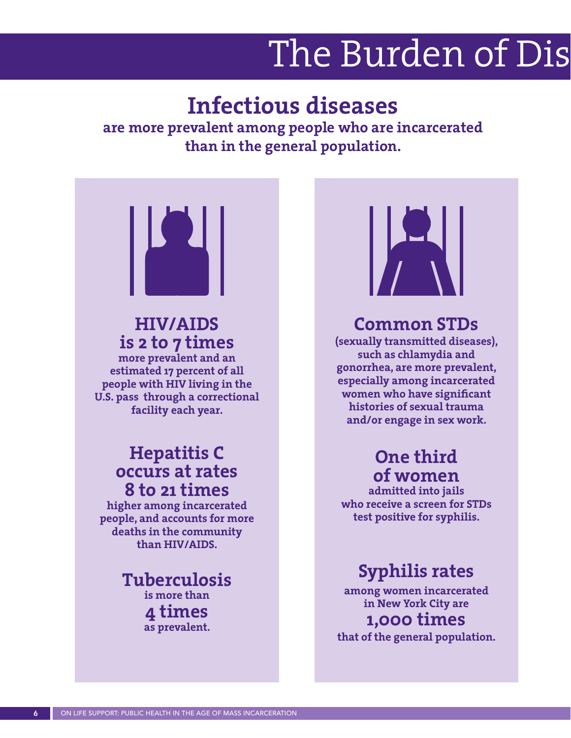# The Burden of Dis

## Infectious diseases

**are more prevalent among people who are incarcerated than in the general population.**

### HIV/AIDS is 2 to 7 times

**more prevalent and an estimated 17 percent of all people with HIV living in the U.S. pass through a correctional facility each year.**

### Hepatitis C occurs at rates 8 to 21 times

**higher among incarcerated people, and accounts for more deaths in the community than HIV/AIDS.**

### Tuberculosis

**is more than**

### 4 times

**as prevalent.**

### Common STDs

**(sexually transmitted diseases), such as chlamydia and gonorrhea, are more prevalent, especially among incarcerated women who have significant histories of sexual trauma and/or engage in sex work.**

### One third of women

**admitted into jails who receive a screen for STDs test positive for syphilis.**

### Syphilis rates

**among women incarcerated in New York City are**

### 1,000 times

**that of the general population.**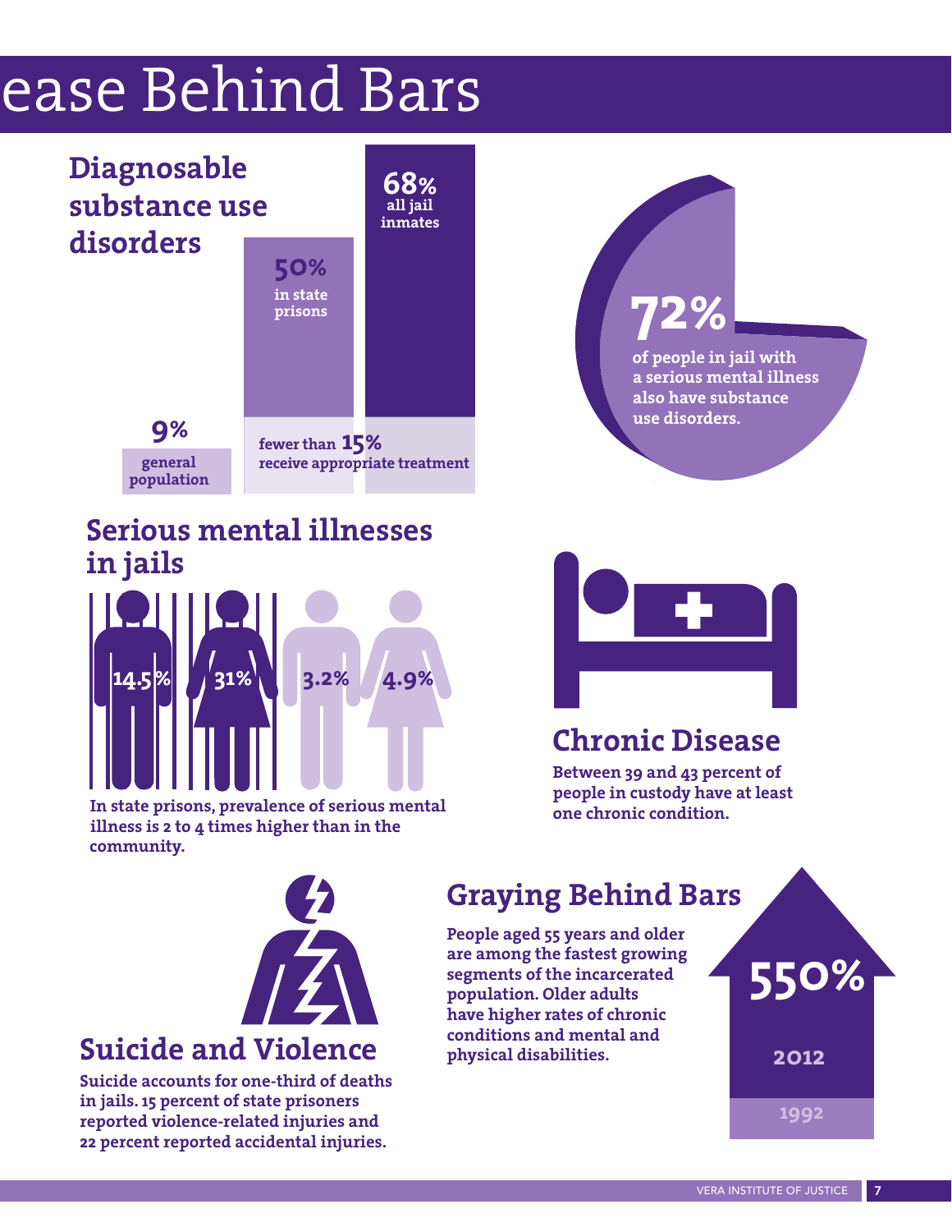# ease Behind Bars

## Diagnosable substance use disorders

**9%** general population

**50%** in state prisons

**68%** all jail inmates

fewer than **15%** receive appropriate treatment

**72%** of people in jail with a serious mental illness also have substance use disorders.

## Serious mental illnesses in jails

14.5% | 31% | 3.2% | 4.9%

In state prisons, prevalence of serious mental illness is 2 to 4 times higher than in the community.

## Chronic Disease

Between 39 and 43 percent of people in custody have at least one chronic condition.

## Suicide and Violence

Suicide accounts for one-third of deaths in jails. 15 percent of state prisoners reported violence-related injuries and 22 percent reported accidental injuries.

## Graying Behind Bars

People aged 55 years and older are among the fastest growing segments of the incarcerated population. Older adults have higher rates of chronic conditions and mental and physical disabilities.

**550%**

2012

1992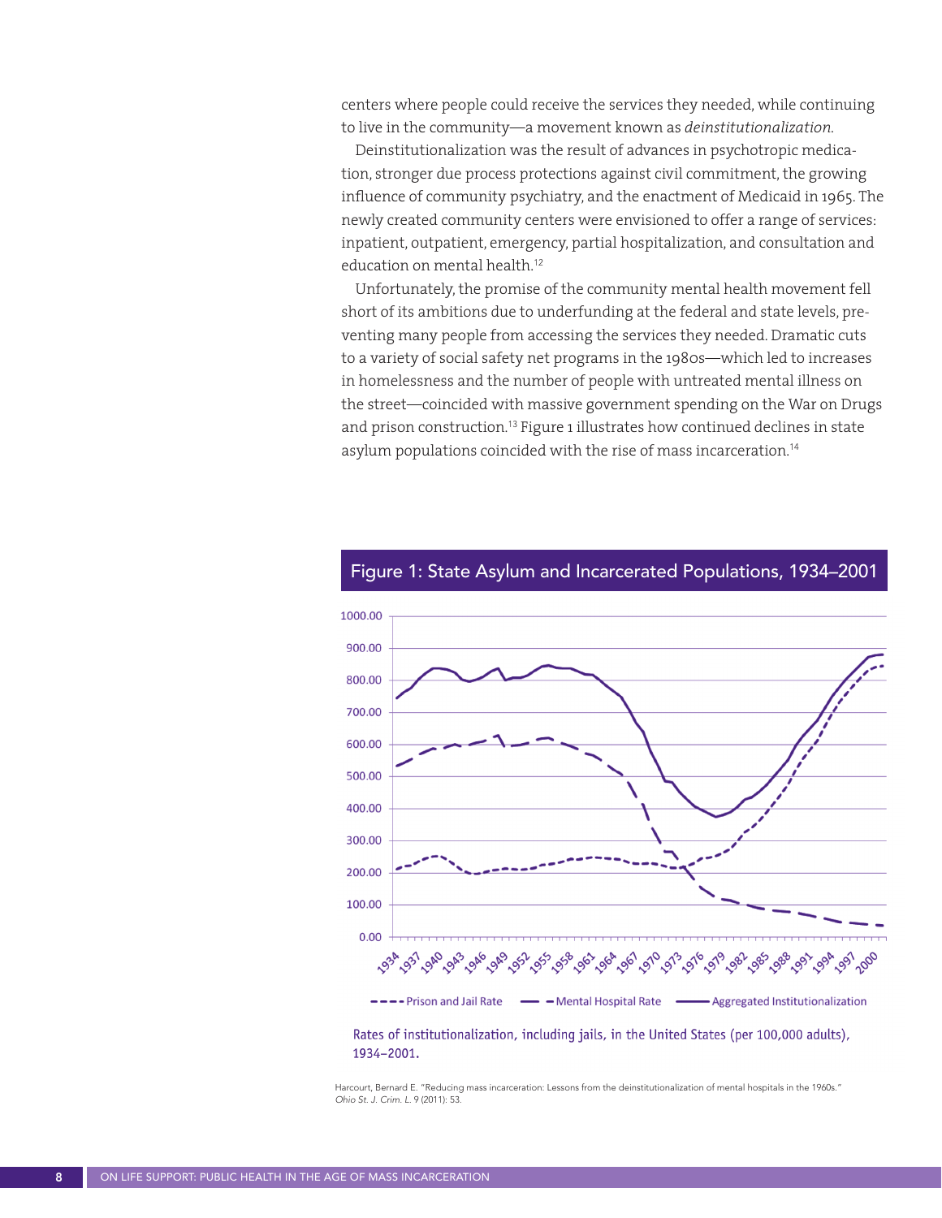centers where people could receive the services they needed, while continuing to live in the community—a movement known as *deinstitutionalization*.

Deinstitutionalization was the result of advances in psychotropic medication, stronger due process protections against civil commitment, the growing influence of community psychiatry, and the enactment of Medicaid in 1965. The newly created community centers were envisioned to offer a range of services: inpatient, outpatient, emergency, partial hospitalization, and consultation and education on mental health.[12]

Unfortunately, the promise of the community mental health movement fell short of its ambitions due to underfunding at the federal and state levels, preventing many people from accessing the services they needed. Dramatic cuts to a variety of social safety net programs in the 1980s—which led to increases in homelessness and the number of people with untreated mental illness on the street—coincided with massive government spending on the War on Drugs and prison construction.[13] Figure 1 illustrates how continued declines in state asylum populations coincided with the rise of mass incarceration.[14]

## Figure 1: State Asylum and Incarcerated Populations, 1934–2001

1000.00
900.00
800.00
700.00
600.00
500.00
400.00
300.00
200.00
100.00
0.00

1934 1937 1940 1943 1946 1949 1952 1955 1958 1961 1964 1967 1970 1973 1976 1979 1982 1985 1988 1991 1994 1997 2000

Prison and Jail Rate — Mental Hospital Rate — Aggregated Institutionalization

Rates of institutionalization, including jails, in the United States (per 100,000 adults), 1934–2001.

Harcourt, Bernard E. "Reducing mass incarceration: Lessons from the deinstitutionalization of mental hospitals in the 1960s." *Ohio St. J. Crim. L.* 9 (2011): 53.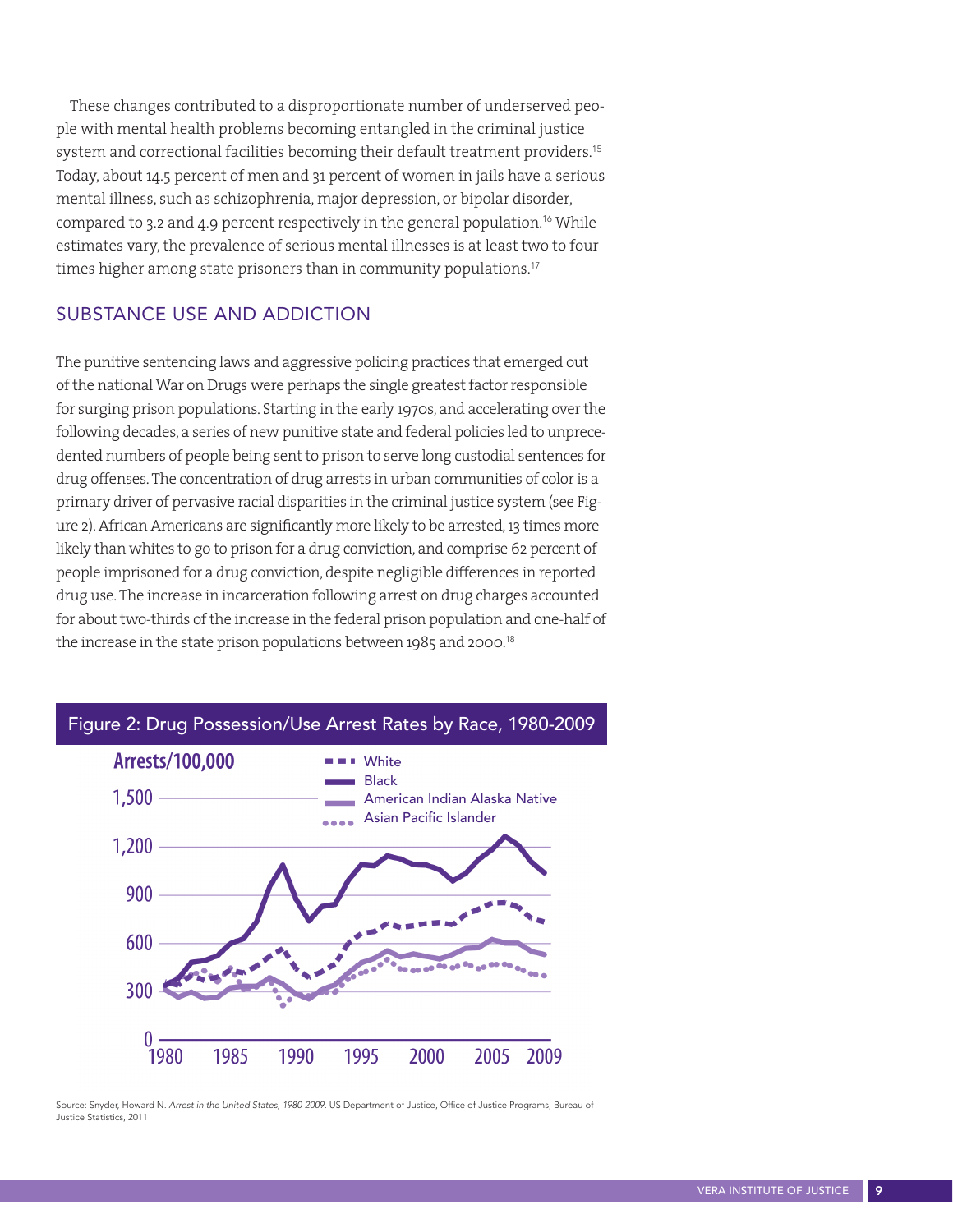These changes contributed to a disproportionate number of underserved people with mental health problems becoming entangled in the criminal justice system and correctional facilities becoming their default treatment providers.[15] Today, about 14.5 percent of men and 31 percent of women in jails have a serious mental illness, such as schizophrenia, major depression, or bipolar disorder, compared to 3.2 and 4.9 percent respectively in the general population.[16] While estimates vary, the prevalence of serious mental illnesses is at least two to four times higher among state prisoners than in community populations.[17]

## SUBSTANCE USE AND ADDICTION

The punitive sentencing laws and aggressive policing practices that emerged out of the national War on Drugs were perhaps the single greatest factor responsible for surging prison populations. Starting in the early 1970s, and accelerating over the following decades, a series of new punitive state and federal policies led to unprecedented numbers of people being sent to prison to serve long custodial sentences for drug offenses. The concentration of drug arrests in urban communities of color is a primary driver of pervasive racial disparities in the criminal justice system (see Figure 2). African Americans are significantly more likely to be arrested, 13 times more likely than whites to go to prison for a drug conviction, and comprise 62 percent of people imprisoned for a drug conviction, despite negligible differences in reported drug use. The increase in incarceration following arrest on drug charges accounted for about two-thirds of the increase in the federal prison population and one-half of the increase in the state prison populations between 1985 and 2000.[18]

### Figure 2: Drug Possession/Use Arrest Rates by Race, 1980-2009

Arrests/100,000

White, Black, American Indian Alaska Native, Asian Pacific Islander

Source: Snyder, Howard N. *Arrest in the United States, 1980-2009*. US Department of Justice, Office of Justice Programs, Bureau of Justice Statistics, 2011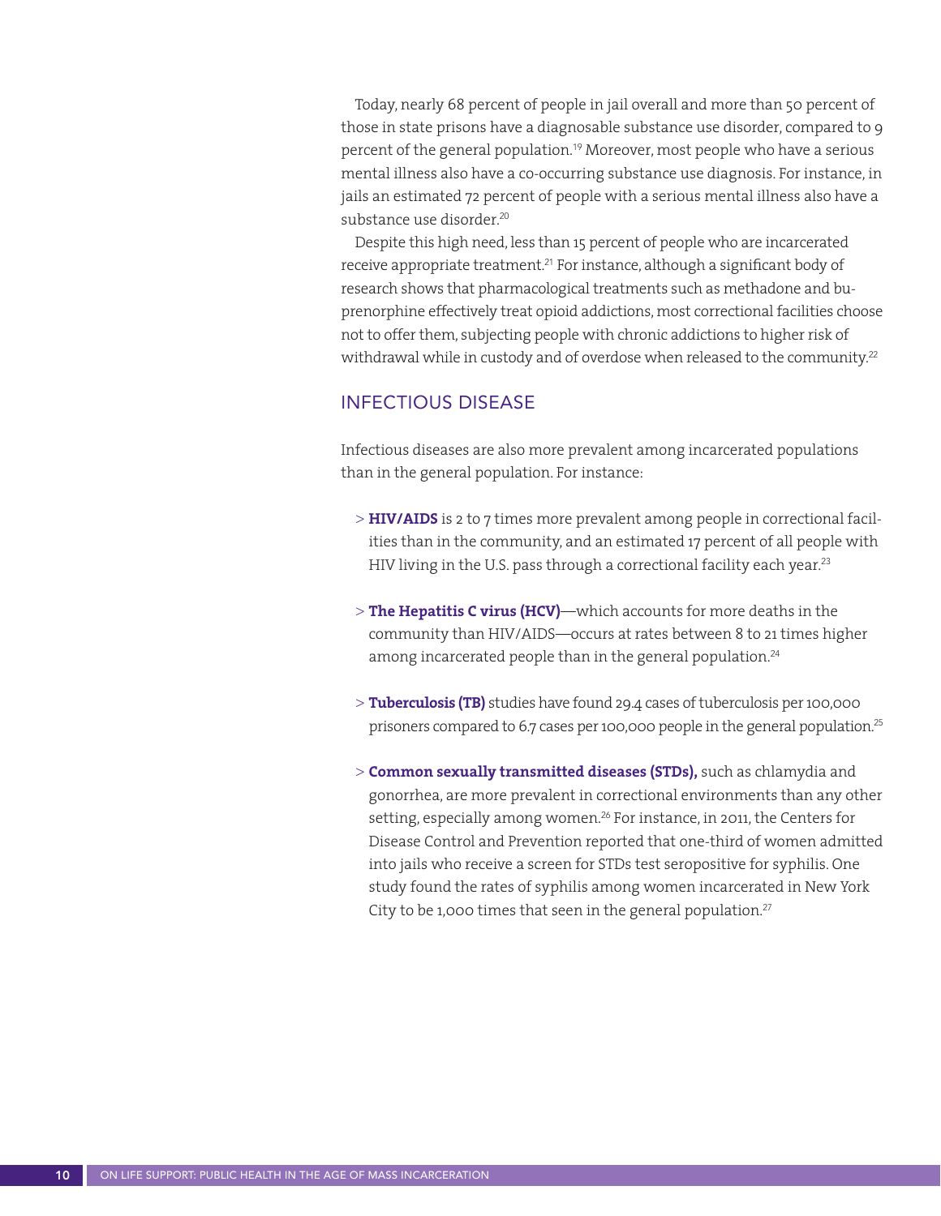Today, nearly 68 percent of people in jail overall and more than 50 percent of those in state prisons have a diagnosable substance use disorder, compared to 9 percent of the general population.[19] Moreover, most people who have a serious mental illness also have a co-occurring substance use diagnosis. For instance, in jails an estimated 72 percent of people with a serious mental illness also have a substance use disorder.[20]

Despite this high need, less than 15 percent of people who are incarcerated receive appropriate treatment.[21] For instance, although a significant body of research shows that pharmacological treatments such as methadone and buprenorphine effectively treat opioid addictions, most correctional facilities choose not to offer them, subjecting people with chronic addictions to higher risk of withdrawal while in custody and of overdose when released to the community.[22]

## INFECTIOUS DISEASE

Infectious diseases are also more prevalent among incarcerated populations than in the general population. For instance:

- **HIV/AIDS** is 2 to 7 times more prevalent among people in correctional facilities than in the community, and an estimated 17 percent of all people with HIV living in the U.S. pass through a correctional facility each year.[23]

- **The Hepatitis C virus (HCV)**—which accounts for more deaths in the community than HIV/AIDS—occurs at rates between 8 to 21 times higher among incarcerated people than in the general population.[24]

- **Tuberculosis (TB)** studies have found 29.4 cases of tuberculosis per 100,000 prisoners compared to 6.7 cases per 100,000 people in the general population.[25]

- **Common sexually transmitted diseases (STDs),** such as chlamydia and gonorrhea, are more prevalent in correctional environments than any other setting, especially among women.[26] For instance, in 2011, the Centers for Disease Control and Prevention reported that one-third of women admitted into jails who receive a screen for STDs test seropositive for syphilis. One study found the rates of syphilis among women incarcerated in New York City to be 1,000 times that seen in the general population.[27]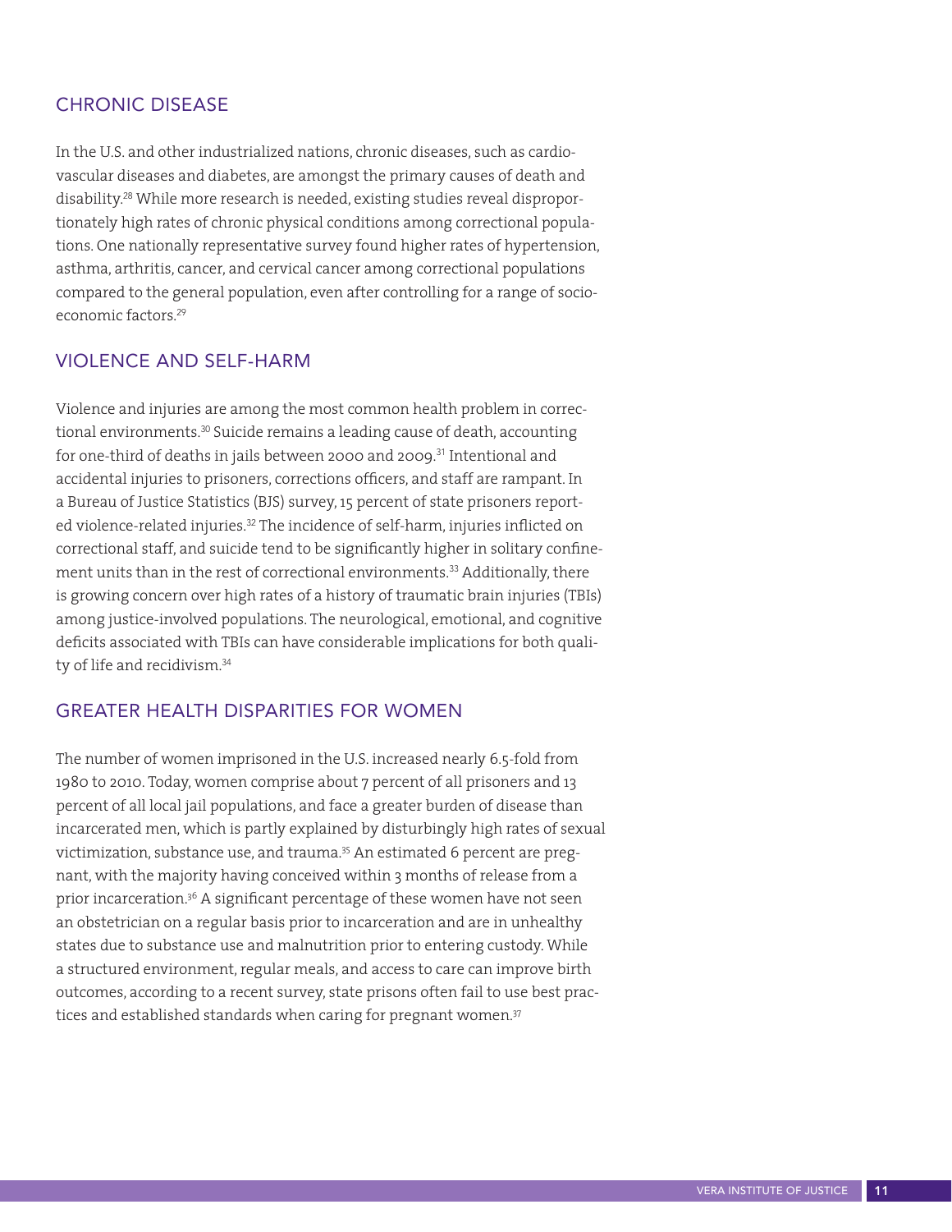## CHRONIC DISEASE

In the U.S. and other industrialized nations, chronic diseases, such as cardiovascular diseases and diabetes, are amongst the primary causes of death and disability.[28] While more research is needed, existing studies reveal disproportionately high rates of chronic physical conditions among correctional populations. One nationally representative survey found higher rates of hypertension, asthma, arthritis, cancer, and cervical cancer among correctional populations compared to the general population, even after controlling for a range of socioeconomic factors.[29]

## VIOLENCE AND SELF-HARM

Violence and injuries are among the most common health problem in correctional environments.[30] Suicide remains a leading cause of death, accounting for one-third of deaths in jails between 2000 and 2009.[31] Intentional and accidental injuries to prisoners, corrections officers, and staff are rampant. In a Bureau of Justice Statistics (BJS) survey, 15 percent of state prisoners reported violence-related injuries.[32] The incidence of self-harm, injuries inflicted on correctional staff, and suicide tend to be significantly higher in solitary confinement units than in the rest of correctional environments.[33] Additionally, there is growing concern over high rates of a history of traumatic brain injuries (TBIs) among justice-involved populations. The neurological, emotional, and cognitive deficits associated with TBIs can have considerable implications for both quality of life and recidivism.[34]

## GREATER HEALTH DISPARITIES FOR WOMEN

The number of women imprisoned in the U.S. increased nearly 6.5-fold from 1980 to 2010. Today, women comprise about 7 percent of all prisoners and 13 percent of all local jail populations, and face a greater burden of disease than incarcerated men, which is partly explained by disturbingly high rates of sexual victimization, substance use, and trauma.[35] An estimated 6 percent are pregnant, with the majority having conceived within 3 months of release from a prior incarceration.[36] A significant percentage of these women have not seen an obstetrician on a regular basis prior to incarceration and are in unhealthy states due to substance use and malnutrition prior to entering custody. While a structured environment, regular meals, and access to care can improve birth outcomes, according to a recent survey, state prisons often fail to use best practices and established standards when caring for pregnant women.[37]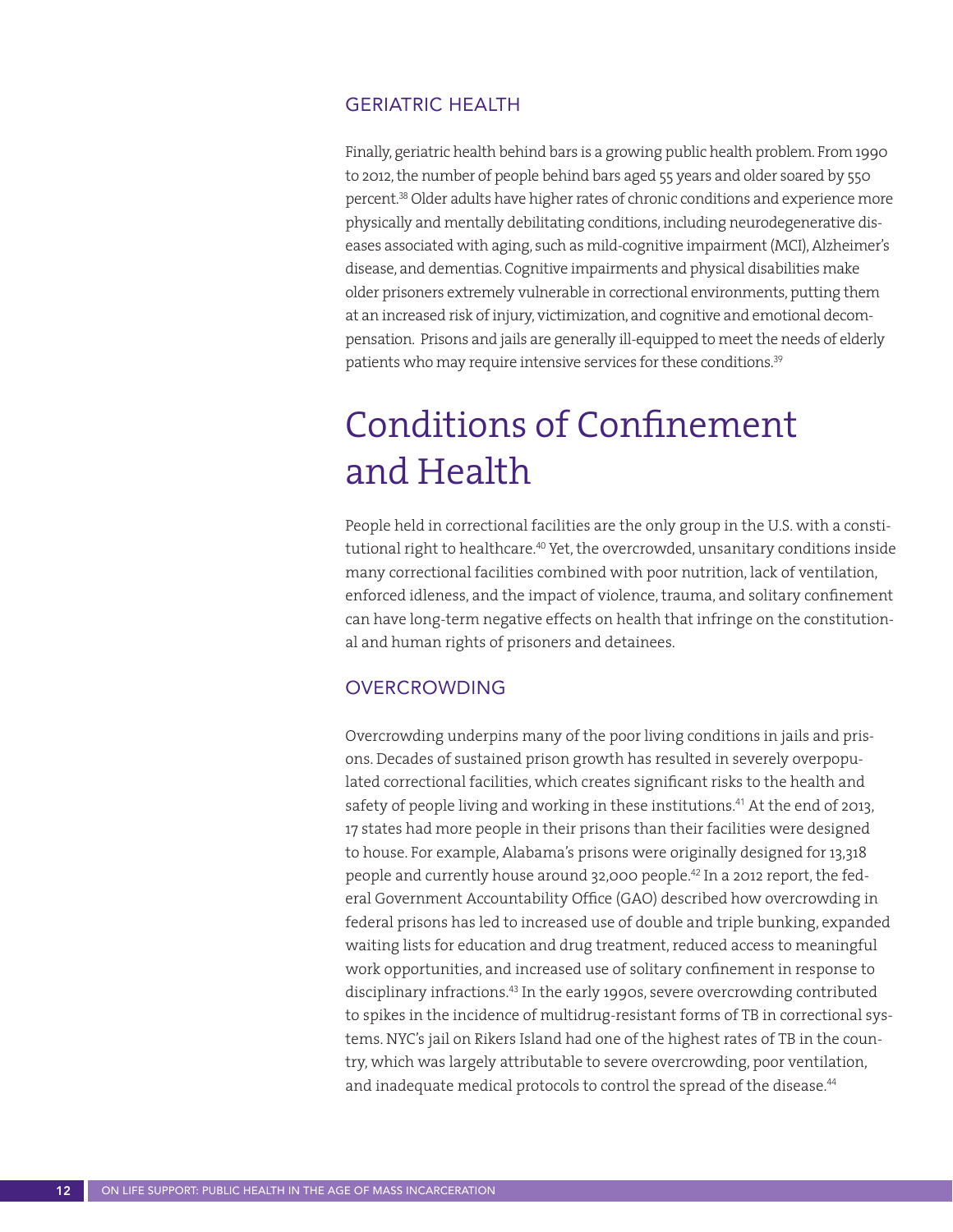### GERIATRIC HEALTH

Finally, geriatric health behind bars is a growing public health problem. From 1990 to 2012, the number of people behind bars aged 55 years and older soared by 550 percent.[38] Older adults have higher rates of chronic conditions and experience more physically and mentally debilitating conditions, including neurodegenerative diseases associated with aging, such as mild-cognitive impairment (MCI), Alzheimer's disease, and dementias. Cognitive impairments and physical disabilities make older prisoners extremely vulnerable in correctional environments, putting them at an increased risk of injury, victimization, and cognitive and emotional decompensation. Prisons and jails are generally ill-equipped to meet the needs of elderly patients who may require intensive services for these conditions.[39]

## Conditions of Confinement and Health

People held in correctional facilities are the only group in the U.S. with a constitutional right to healthcare.[40] Yet, the overcrowded, unsanitary conditions inside many correctional facilities combined with poor nutrition, lack of ventilation, enforced idleness, and the impact of violence, trauma, and solitary confinement can have long-term negative effects on health that infringe on the constitutional and human rights of prisoners and detainees.

### OVERCROWDING

Overcrowding underpins many of the poor living conditions in jails and prisons. Decades of sustained prison growth has resulted in severely overpopulated correctional facilities, which creates significant risks to the health and safety of people living and working in these institutions.[41] At the end of 2013, 17 states had more people in their prisons than their facilities were designed to house. For example, Alabama's prisons were originally designed for 13,318 people and currently house around 32,000 people.[42] In a 2012 report, the federal Government Accountability Office (GAO) described how overcrowding in federal prisons has led to increased use of double and triple bunking, expanded waiting lists for education and drug treatment, reduced access to meaningful work opportunities, and increased use of solitary confinement in response to disciplinary infractions.[43] In the early 1990s, severe overcrowding contributed to spikes in the incidence of multidrug-resistant forms of TB in correctional systems. NYC's jail on Rikers Island had one of the highest rates of TB in the country, which was largely attributable to severe overcrowding, poor ventilation, and inadequate medical protocols to control the spread of the disease.[44]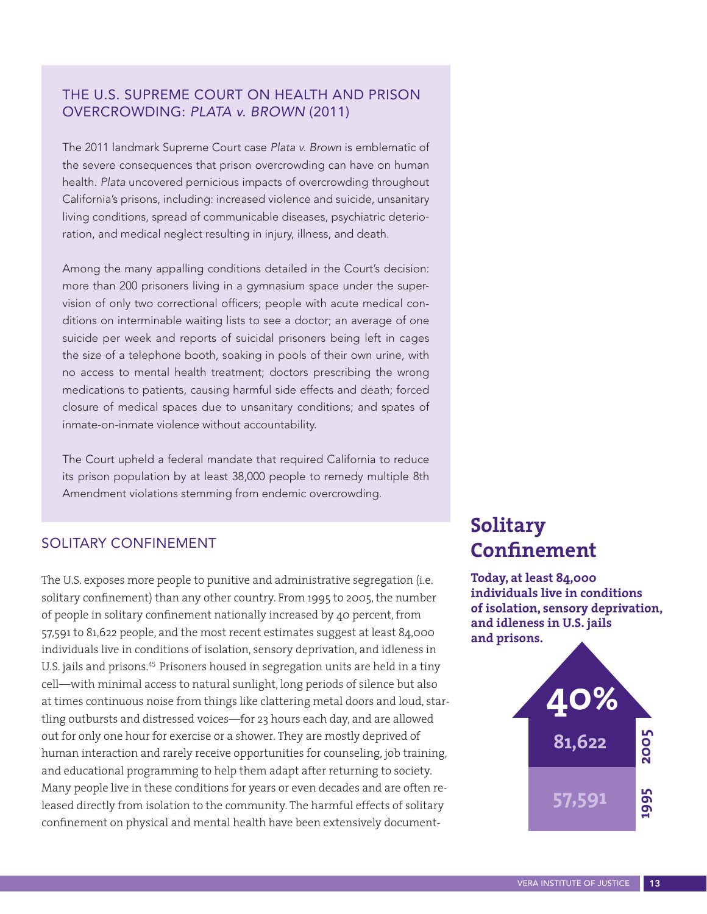### THE U.S. SUPREME COURT ON HEALTH AND PRISON OVERCROWDING: *PLATA v. BROWN* (2011)

The 2011 landmark Supreme Court case *Plata v. Brown* is emblematic of the severe consequences that prison overcrowding can have on human health. *Plata* uncovered pernicious impacts of overcrowding throughout California's prisons, including: increased violence and suicide, unsanitary living conditions, spread of communicable diseases, psychiatric deterioration, and medical neglect resulting in injury, illness, and death.

Among the many appalling conditions detailed in the Court's decision: more than 200 prisoners living in a gymnasium space under the supervision of only two correctional officers; people with acute medical conditions on interminable waiting lists to see a doctor; an average of one suicide per week and reports of suicidal prisoners being left in cages the size of a telephone booth, soaking in pools of their own urine, with no access to mental health treatment; doctors prescribing the wrong medications to patients, causing harmful side effects and death; forced closure of medical spaces due to unsanitary conditions; and spates of inmate-on-inmate violence without accountability.

The Court upheld a federal mandate that required California to reduce its prison population by at least 38,000 people to remedy multiple 8th Amendment violations stemming from endemic overcrowding.

## SOLITARY CONFINEMENT

The U.S. exposes more people to punitive and administrative segregation (i.e. solitary confinement) than any other country. From 1995 to 2005, the number of people in solitary confinement nationally increased by 40 percent, from 57,591 to 81,622 people, and the most recent estimates suggest at least 84,000 individuals live in conditions of isolation, sensory deprivation, and idleness in U.S. jails and prisons.[45] Prisoners housed in segregation units are held in a tiny cell—with minimal access to natural sunlight, long periods of silence but also at times continuous noise from things like clattering metal doors and loud, startling outbursts and distressed voices—for 23 hours each day, and are allowed out for only one hour for exercise or a shower. They are mostly deprived of human interaction and rarely receive opportunities for counseling, job training, and educational programming to help them adapt after returning to society. Many people live in these conditions for years or even decades and are often released directly from isolation to the community. The harmful effects of solitary confinement on physical and mental health have been extensively document-

## Solitary Confinement

**Today, at least 84,000 individuals live in conditions of isolation, sensory deprivation, and idleness in U.S. jails and prisons.**

40%

81,622

2005

57,591

1995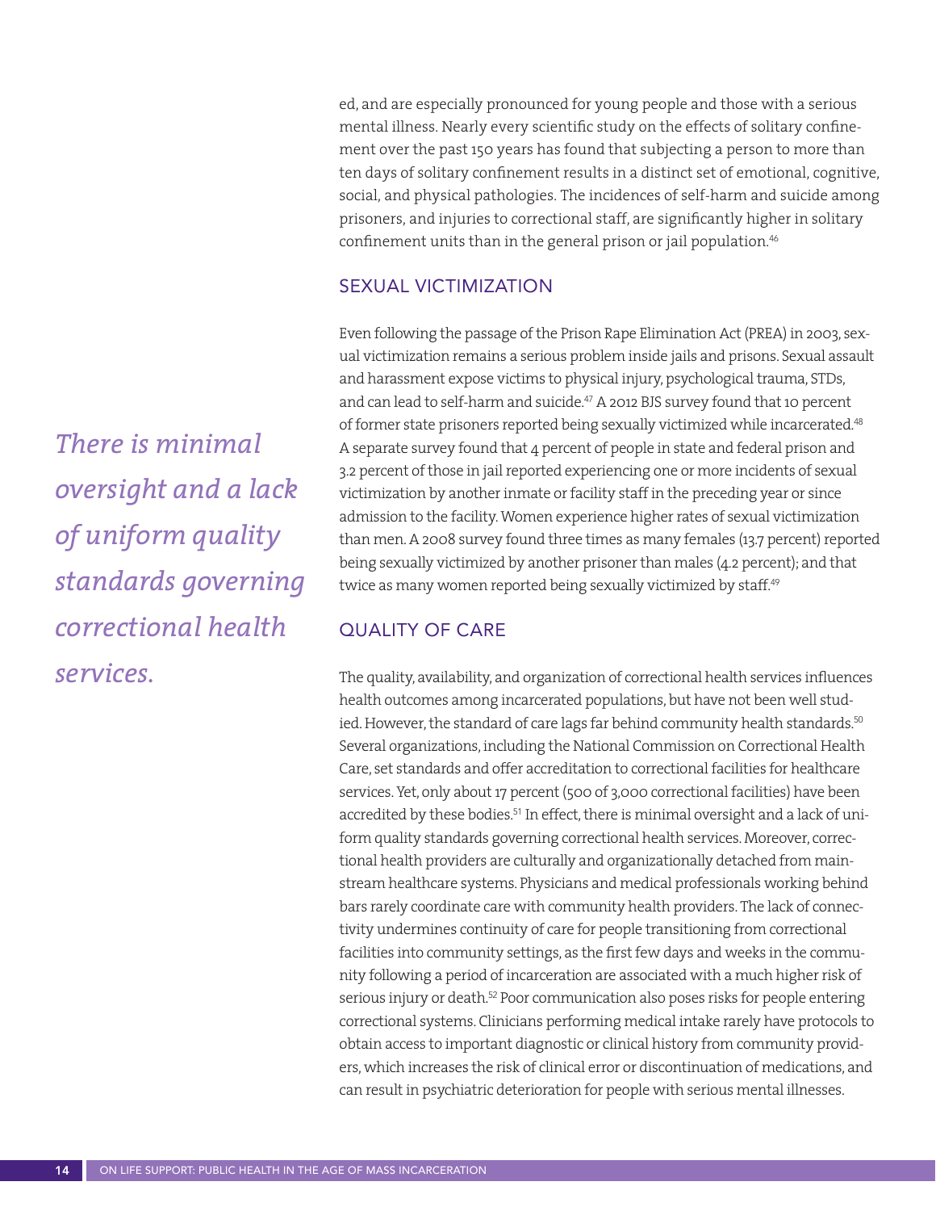ed, and are especially pronounced for young people and those with a serious mental illness. Nearly every scientific study on the effects of solitary confinement over the past 150 years has found that subjecting a person to more than ten days of solitary confinement results in a distinct set of emotional, cognitive, social, and physical pathologies. The incidences of self-harm and suicide among prisoners, and injuries to correctional staff, are significantly higher in solitary confinement units than in the general prison or jail population.[46]

## SEXUAL VICTIMIZATION

Even following the passage of the Prison Rape Elimination Act (PREA) in 2003, sexual victimization remains a serious problem inside jails and prisons. Sexual assault and harassment expose victims to physical injury, psychological trauma, STDs, and can lead to self-harm and suicide.[47] A 2012 BJS survey found that 10 percent of former state prisoners reported being sexually victimized while incarcerated.[48] A separate survey found that 4 percent of people in state and federal prison and 3.2 percent of those in jail reported experiencing one or more incidents of sexual victimization by another inmate or facility staff in the preceding year or since admission to the facility. Women experience higher rates of sexual victimization than men. A 2008 survey found three times as many females (13.7 percent) reported being sexually victimized by another prisoner than males (4.2 percent); and that twice as many women reported being sexually victimized by staff.[49]

*There is minimal oversight and a lack of uniform quality standards governing correctional health services.*

## QUALITY OF CARE

The quality, availability, and organization of correctional health services influences health outcomes among incarcerated populations, but have not been well studied. However, the standard of care lags far behind community health standards.[50] Several organizations, including the National Commission on Correctional Health Care, set standards and offer accreditation to correctional facilities for healthcare services. Yet, only about 17 percent (500 of 3,000 correctional facilities) have been accredited by these bodies.[51] In effect, there is minimal oversight and a lack of uniform quality standards governing correctional health services. Moreover, correctional health providers are culturally and organizationally detached from mainstream healthcare systems. Physicians and medical professionals working behind bars rarely coordinate care with community health providers. The lack of connectivity undermines continuity of care for people transitioning from correctional facilities into community settings, as the first few days and weeks in the community following a period of incarceration are associated with a much higher risk of serious injury or death.[52] Poor communication also poses risks for people entering correctional systems. Clinicians performing medical intake rarely have protocols to obtain access to important diagnostic or clinical history from community providers, which increases the risk of clinical error or discontinuation of medications, and can result in psychiatric deterioration for people with serious mental illnesses.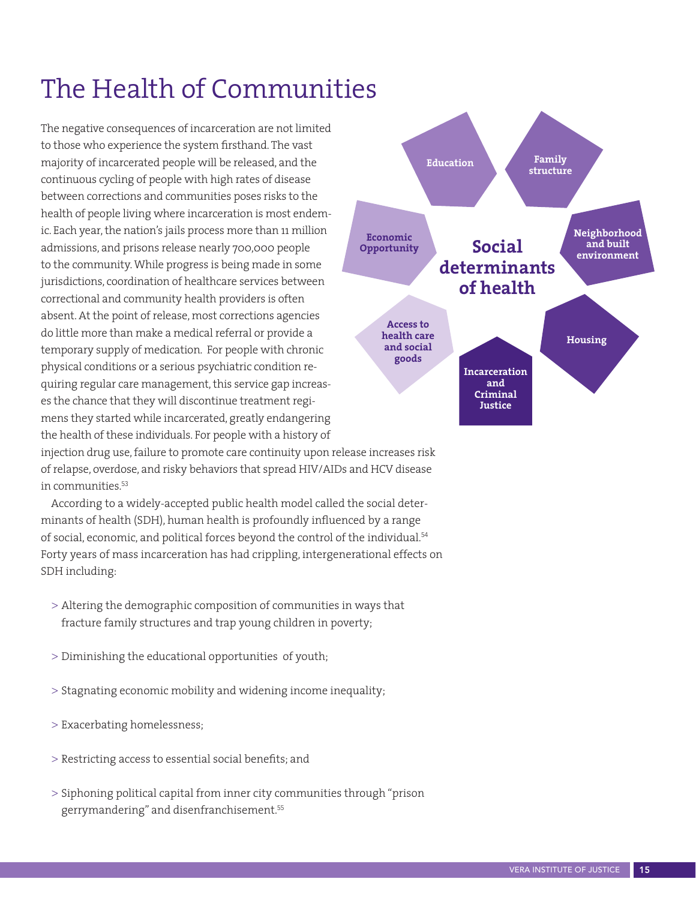# The Health of Communities

The negative consequences of incarceration are not limited to those who experience the system firsthand. The vast majority of incarcerated people will be released, and the continuous cycling of people with high rates of disease between corrections and communities poses risks to the health of people living where incarceration is most endemic. Each year, the nation's jails process more than 11 million admissions, and prisons release nearly 700,000 people to the community. While progress is being made in some jurisdictions, coordination of healthcare services between correctional and community health providers is often absent. At the point of release, most corrections agencies do little more than make a medical referral or provide a temporary supply of medication. For people with chronic physical conditions or a serious psychiatric condition requiring regular care management, this service gap increases the chance that they will discontinue treatment regimens they started while incarcerated, greatly endangering the health of these individuals. For people with a history of injection drug use, failure to promote care continuity upon release increases risk of relapse, overdose, and risky behaviors that spread HIV/AIDs and HCV disease in communities.[53]

Social determinants of health

Education

Family structure

Neighborhood and built environment

Housing

Incarceration and Criminal Justice

Access to health care and social goods

Economic Opportunity

According to a widely-accepted public health model called the social determinants of health (SDH), human health is profoundly influenced by a range of social, economic, and political forces beyond the control of the individual.[54] Forty years of mass incarceration has had crippling, intergenerational effects on SDH including:

> Altering the demographic composition of communities in ways that fracture family structures and trap young children in poverty;

> Diminishing the educational opportunities of youth;

> Stagnating economic mobility and widening income inequality;

> Exacerbating homelessness;

> Restricting access to essential social benefits; and

> Siphoning political capital from inner city communities through "prison gerrymandering" and disenfranchisement.[55]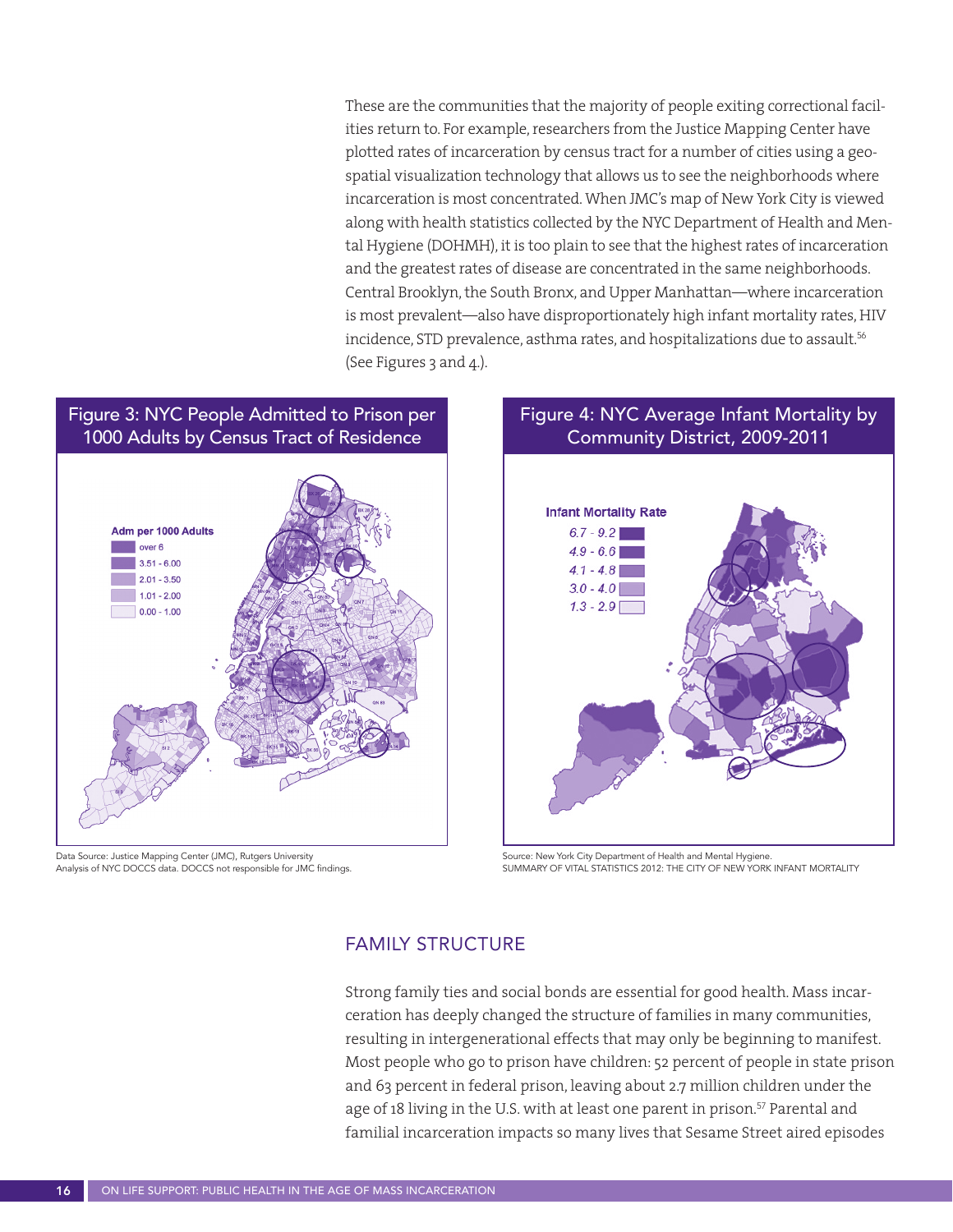These are the communities that the majority of people exiting correctional facilities return to. For example, researchers from the Justice Mapping Center have plotted rates of incarceration by census tract for a number of cities using a geospatial visualization technology that allows us to see the neighborhoods where incarceration is most concentrated. When JMC's map of New York City is viewed along with health statistics collected by the NYC Department of Health and Mental Hygiene (DOHMH), it is too plain to see that the highest rates of incarceration and the greatest rates of disease are concentrated in the same neighborhoods. Central Brooklyn, the South Bronx, and Upper Manhattan—where incarceration is most prevalent—also have disproportionately high infant mortality rates, HIV incidence, STD prevalence, asthma rates, and hospitalizations due to assault.[56] (See Figures 3 and 4.).

**Figure 3: NYC People Admitted to Prison per 1000 Adults by Census Tract of Residence**

Adm per 1000 Adults
over 6
3.51 - 6.00
2.01 - 3.50
1.01 - 2.00
0.00 - 1.00

Data Source: Justice Mapping Center (JMC), Rutgers University
Analysis of NYC DOCCS data. DOCCS not responsible for JMC findings.

**Figure 4: NYC Average Infant Mortality by Community District, 2009-2011**

Infant Mortality Rate
6.7 - 9.2
4.9 - 6.6
4.1 - 4.8
3.0 - 4.0
1.3 - 2.9

Source: New York City Department of Health and Mental Hygiene.
SUMMARY OF VITAL STATISTICS 2012: THE CITY OF NEW YORK INFANT MORTALITY

## FAMILY STRUCTURE

Strong family ties and social bonds are essential for good health. Mass incarceration has deeply changed the structure of families in many communities, resulting in intergenerational effects that may only be beginning to manifest. Most people who go to prison have children: 52 percent of people in state prison and 63 percent in federal prison, leaving about 2.7 million children under the age of 18 living in the U.S. with at least one parent in prison.[57] Parental and familial incarceration impacts so many lives that Sesame Street aired episodes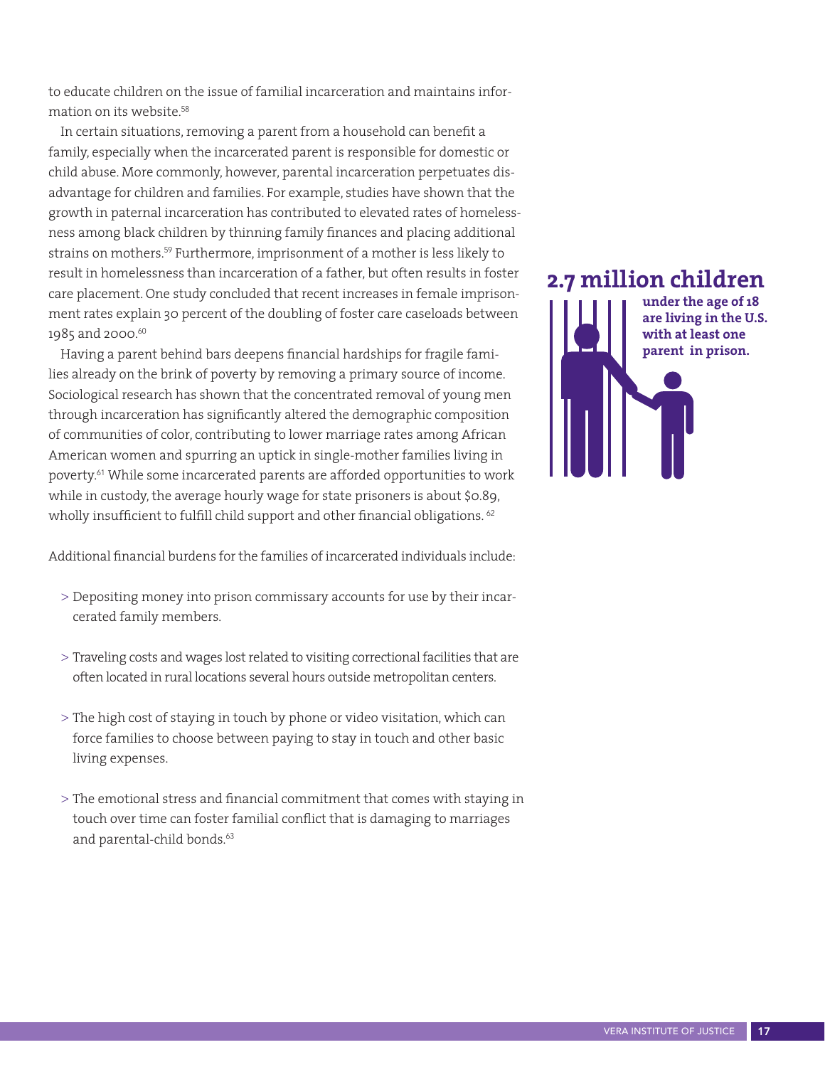to educate children on the issue of familial incarceration and maintains information on its website.[58]

In certain situations, removing a parent from a household can benefit a family, especially when the incarcerated parent is responsible for domestic or child abuse. More commonly, however, parental incarceration perpetuates disadvantage for children and families. For example, studies have shown that the growth in paternal incarceration has contributed to elevated rates of homelessness among black children by thinning family finances and placing additional strains on mothers.[59] Furthermore, imprisonment of a mother is less likely to result in homelessness than incarceration of a father, but often results in foster care placement. One study concluded that recent increases in female imprisonment rates explain 30 percent of the doubling of foster care caseloads between 1985 and 2000.[60]

Having a parent behind bars deepens financial hardships for fragile families already on the brink of poverty by removing a primary source of income. Sociological research has shown that the concentrated removal of young men through incarceration has significantly altered the demographic composition of communities of color, contributing to lower marriage rates among African American women and spurring an uptick in single-mother families living in poverty.[61] While some incarcerated parents are afforded opportunities to work while in custody, the average hourly wage for state prisoners is about $0.89, wholly insufficient to fulfill child support and other financial obligations.[62]

**2.7 million children**

**under the age of 18 are living in the U.S. with at least one parent in prison.**

Additional financial burdens for the families of incarcerated individuals include:

> Depositing money into prison commissary accounts for use by their incarcerated family members.

> Traveling costs and wages lost related to visiting correctional facilities that are often located in rural locations several hours outside metropolitan centers.

> The high cost of staying in touch by phone or video visitation, which can force families to choose between paying to stay in touch and other basic living expenses.

> The emotional stress and financial commitment that comes with staying in touch over time can foster familial conflict that is damaging to marriages and parental-child bonds.[63]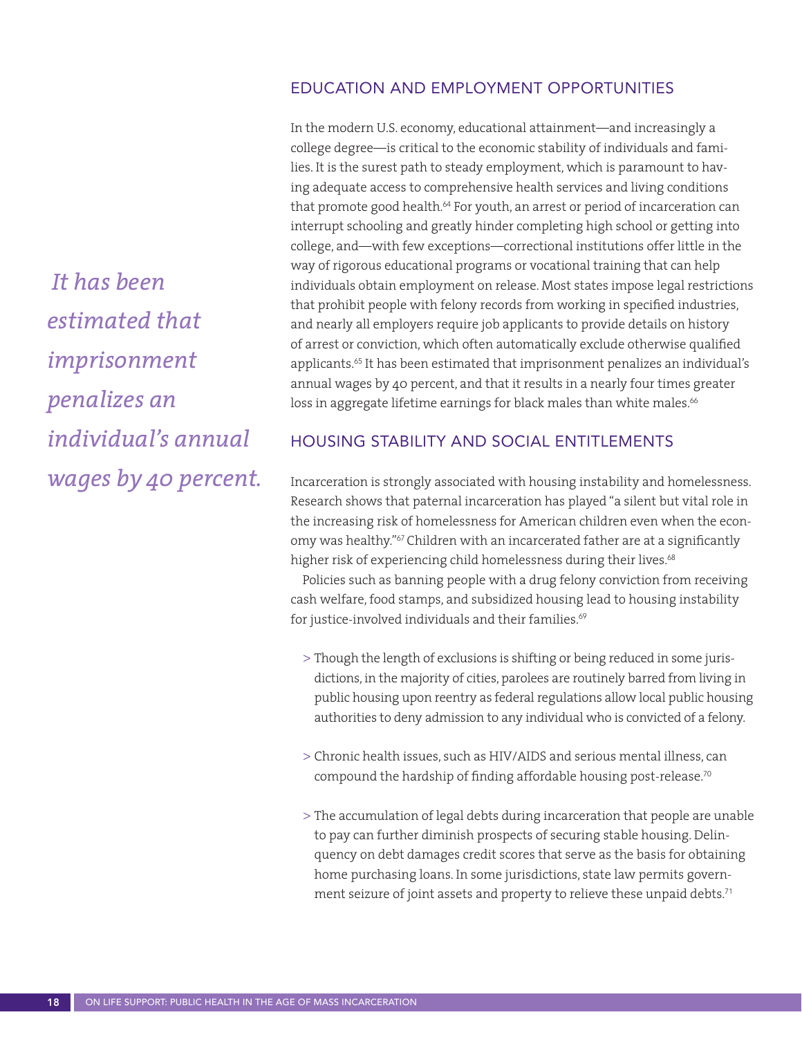## EDUCATION AND EMPLOYMENT OPPORTUNITIES

In the modern U.S. economy, educational attainment—and increasingly a college degree—is critical to the economic stability of individuals and families. It is the surest path to steady employment, which is paramount to having adequate access to comprehensive health services and living conditions that promote good health.[64] For youth, an arrest or period of incarceration can interrupt schooling and greatly hinder completing high school or getting into college, and—with few exceptions—correctional institutions offer little in the way of rigorous educational programs or vocational training that can help individuals obtain employment on release. Most states impose legal restrictions that prohibit people with felony records from working in specified industries, and nearly all employers require job applicants to provide details on history of arrest or conviction, which often automatically exclude otherwise qualified applicants.[65] It has been estimated that imprisonment penalizes an individual's annual wages by 40 percent, and that it results in a nearly four times greater loss in aggregate lifetime earnings for black males than white males.[66]

*It has been estimated that imprisonment penalizes an individual's annual wages by 40 percent.*

## HOUSING STABILITY AND SOCIAL ENTITLEMENTS

Incarceration is strongly associated with housing instability and homelessness. Research shows that paternal incarceration has played "a silent but vital role in the increasing risk of homelessness for American children even when the economy was healthy."[67] Children with an incarcerated father are at a significantly higher risk of experiencing child homelessness during their lives.[68]

Policies such as banning people with a drug felony conviction from receiving cash welfare, food stamps, and subsidized housing lead to housing instability for justice-involved individuals and their families.[69]

> Though the length of exclusions is shifting or being reduced in some jurisdictions, in the majority of cities, parolees are routinely barred from living in public housing upon reentry as federal regulations allow local public housing authorities to deny admission to any individual who is convicted of a felony.

> Chronic health issues, such as HIV/AIDS and serious mental illness, can compound the hardship of finding affordable housing post-release.[70]

> The accumulation of legal debts during incarceration that people are unable to pay can further diminish prospects of securing stable housing. Delinquency on debt damages credit scores that serve as the basis for obtaining home purchasing loans. In some jurisdictions, state law permits government seizure of joint assets and property to relieve these unpaid debts.[71]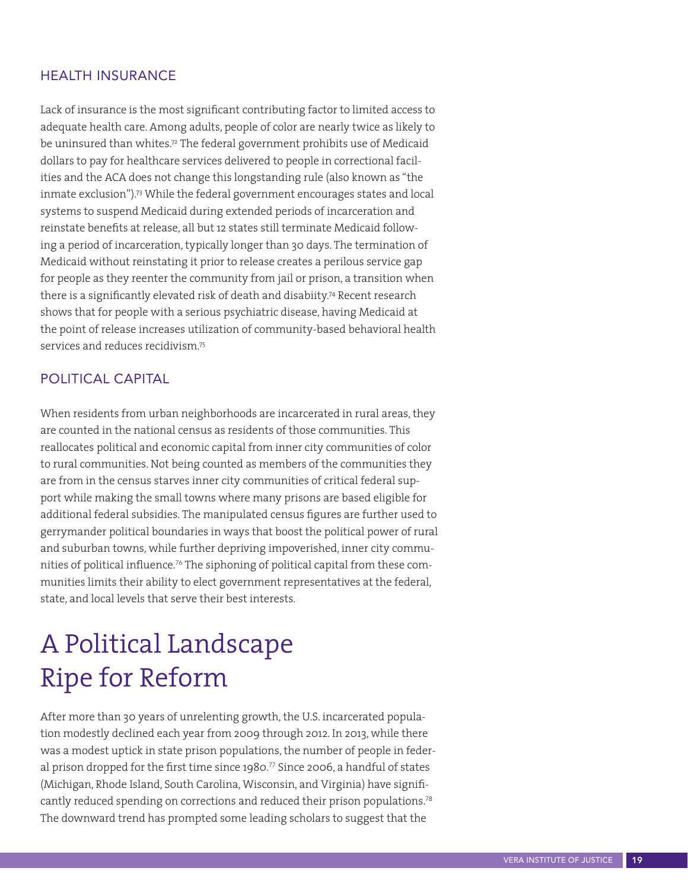### HEALTH INSURANCE

Lack of insurance is the most significant contributing factor to limited access to adequate health care. Among adults, people of color are nearly twice as likely to be uninsured than whites.[72] The federal government prohibits use of Medicaid dollars to pay for healthcare services delivered to people in correctional facilities and the ACA does not change this longstanding rule (also known as "the inmate exclusion").[73] While the federal government encourages states and local systems to suspend Medicaid during extended periods of incarceration and reinstate benefits at release, all but 12 states still terminate Medicaid following a period of incarceration, typically longer than 30 days. The termination of Medicaid without reinstating it prior to release creates a perilous service gap for people as they reenter the community from jail or prison, a transition when there is a significantly elevated risk of death and disabiity.[74] Recent research shows that for people with a serious psychiatric disease, having Medicaid at the point of release increases utilization of community-based behavioral health services and reduces recidivism.[75]

### POLITICAL CAPITAL

When residents from urban neighborhoods are incarcerated in rural areas, they are counted in the national census as residents of those communities. This reallocates political and economic capital from inner city communities of color to rural communities. Not being counted as members of the communities they are from in the census starves inner city communities of critical federal support while making the small towns where many prisons are based eligible for additional federal subsidies. The manipulated census figures are further used to gerrymander political boundaries in ways that boost the political power of rural and suburban towns, while further depriving impoverished, inner city communities of political influence.[76] The siphoning of political capital from these communities limits their ability to elect government representatives at the federal, state, and local levels that serve their best interests.

# A Political Landscape Ripe for Reform

After more than 30 years of unrelenting growth, the U.S. incarcerated population modestly declined each year from 2009 through 2012. In 2013, while there was a modest uptick in state prison populations, the number of people in federal prison dropped for the first time since 1980.[77] Since 2006, a handful of states (Michigan, Rhode Island, South Carolina, Wisconsin, and Virginia) have significantly reduced spending on corrections and reduced their prison populations.[78] The downward trend has prompted some leading scholars to suggest that the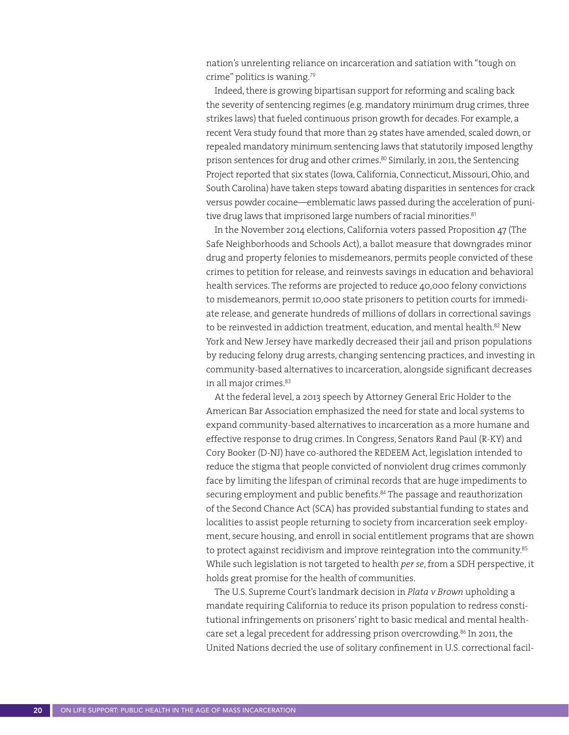nation's unrelenting reliance on incarceration and satiation with "tough on crime" politics is waning.[79]

Indeed, there is growing bipartisan support for reforming and scaling back the severity of sentencing regimes (e.g. mandatory minimum drug crimes, three strikes laws) that fueled continuous prison growth for decades. For example, a recent Vera study found that more than 29 states have amended, scaled down, or repealed mandatory minimum sentencing laws that statutorily imposed lengthy prison sentences for drug and other crimes.[80] Similarly, in 2011, the Sentencing Project reported that six states (Iowa, California, Connecticut, Missouri, Ohio, and South Carolina) have taken steps toward abating disparities in sentences for crack versus powder cocaine—emblematic laws passed during the acceleration of punitive drug laws that imprisoned large numbers of racial minorities.[81]

In the November 2014 elections, California voters passed Proposition 47 (The Safe Neighborhoods and Schools Act), a ballot measure that downgrades minor drug and property felonies to misdemeanors, permits people convicted of these crimes to petition for release, and reinvests savings in education and behavioral health services. The reforms are projected to reduce 40,000 felony convictions to misdemeanors, permit 10,000 state prisoners to petition courts for immediate release, and generate hundreds of millions of dollars in correctional savings to be reinvested in addiction treatment, education, and mental health.[82] New York and New Jersey have markedly decreased their jail and prison populations by reducing felony drug arrests, changing sentencing practices, and investing in community-based alternatives to incarceration, alongside significant decreases in all major crimes.[83]

At the federal level, a 2013 speech by Attorney General Eric Holder to the American Bar Association emphasized the need for state and local systems to expand community-based alternatives to incarceration as a more humane and effective response to drug crimes. In Congress, Senators Rand Paul (R-KY) and Cory Booker (D-NJ) have co-authored the REDEEM Act, legislation intended to reduce the stigma that people convicted of nonviolent drug crimes commonly face by limiting the lifespan of criminal records that are huge impediments to securing employment and public benefits.[84] The passage and reauthorization of the Second Chance Act (SCA) has provided substantial funding to states and localities to assist people returning to society from incarceration seek employment, secure housing, and enroll in social entitlement programs that are shown to protect against recidivism and improve reintegration into the community.[85] While such legislation is not targeted to health *per se*, from a SDH perspective, it holds great promise for the health of communities.

The U.S. Supreme Court's landmark decision in *Plata v Brown* upholding a mandate requiring California to reduce its prison population to redress constitutional infringements on prisoners' right to basic medical and mental healthcare set a legal precedent for addressing prison overcrowding.[86] In 2011, the United Nations decried the use of solitary confinement in U.S. correctional facil-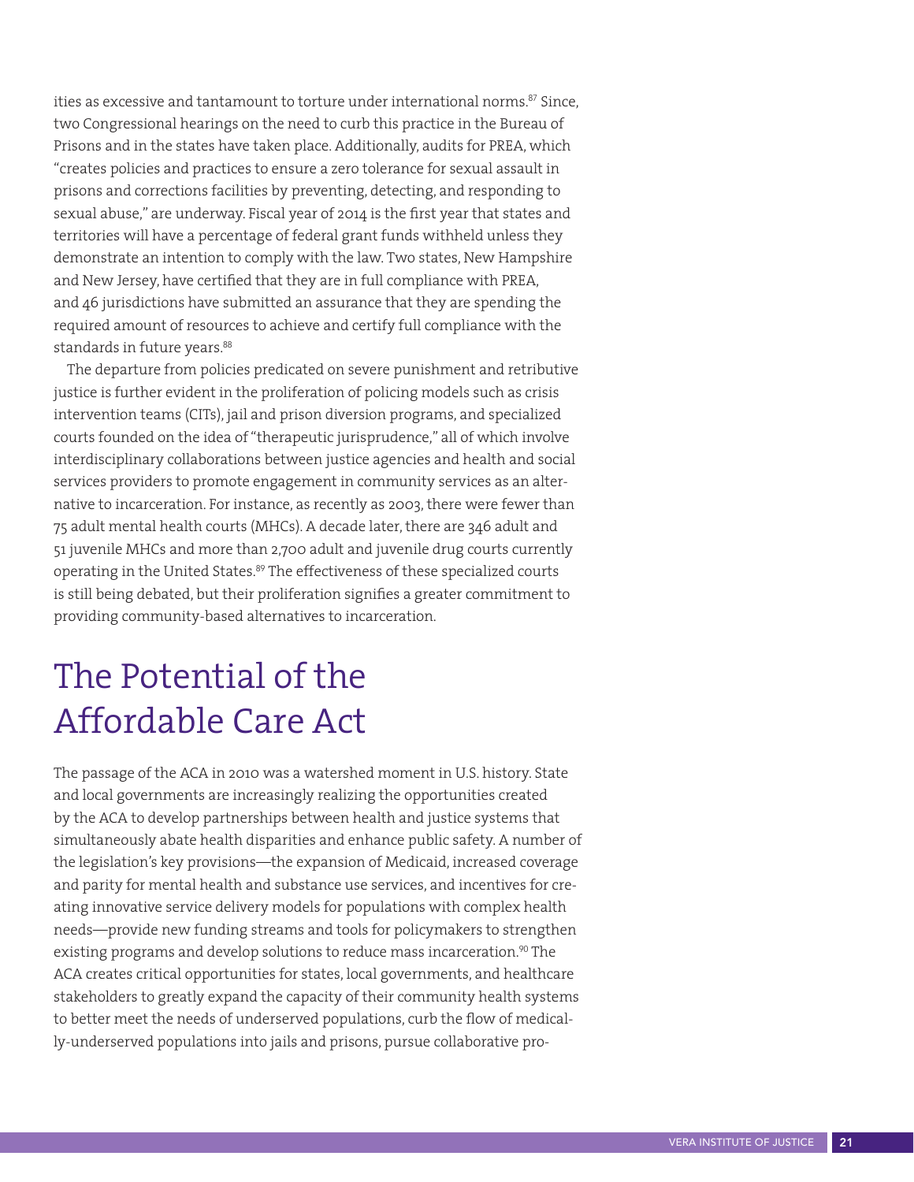ities as excessive and tantamount to torture under international norms.[87] Since, two Congressional hearings on the need to curb this practice in the Bureau of Prisons and in the states have taken place. Additionally, audits for PREA, which "creates policies and practices to ensure a zero tolerance for sexual assault in prisons and corrections facilities by preventing, detecting, and responding to sexual abuse," are underway. Fiscal year of 2014 is the first year that states and territories will have a percentage of federal grant funds withheld unless they demonstrate an intention to comply with the law. Two states, New Hampshire and New Jersey, have certified that they are in full compliance with PREA, and 46 jurisdictions have submitted an assurance that they are spending the required amount of resources to achieve and certify full compliance with the standards in future years.[88]

The departure from policies predicated on severe punishment and retributive justice is further evident in the proliferation of policing models such as crisis intervention teams (CITs), jail and prison diversion programs, and specialized courts founded on the idea of "therapeutic jurisprudence," all of which involve interdisciplinary collaborations between justice agencies and health and social services providers to promote engagement in community services as an alternative to incarceration. For instance, as recently as 2003, there were fewer than 75 adult mental health courts (MHCs). A decade later, there are 346 adult and 51 juvenile MHCs and more than 2,700 adult and juvenile drug courts currently operating in the United States.[89] The effectiveness of these specialized courts is still being debated, but their proliferation signifies a greater commitment to providing community-based alternatives to incarceration.

# The Potential of the Affordable Care Act

The passage of the ACA in 2010 was a watershed moment in U.S. history. State and local governments are increasingly realizing the opportunities created by the ACA to develop partnerships between health and justice systems that simultaneously abate health disparities and enhance public safety. A number of the legislation's key provisions—the expansion of Medicaid, increased coverage and parity for mental health and substance use services, and incentives for creating innovative service delivery models for populations with complex health needs—provide new funding streams and tools for policymakers to strengthen existing programs and develop solutions to reduce mass incarceration.[90] The ACA creates critical opportunities for states, local governments, and healthcare stakeholders to greatly expand the capacity of their community health systems to better meet the needs of underserved populations, curb the flow of medically-underserved populations into jails and prisons, pursue collaborative pro-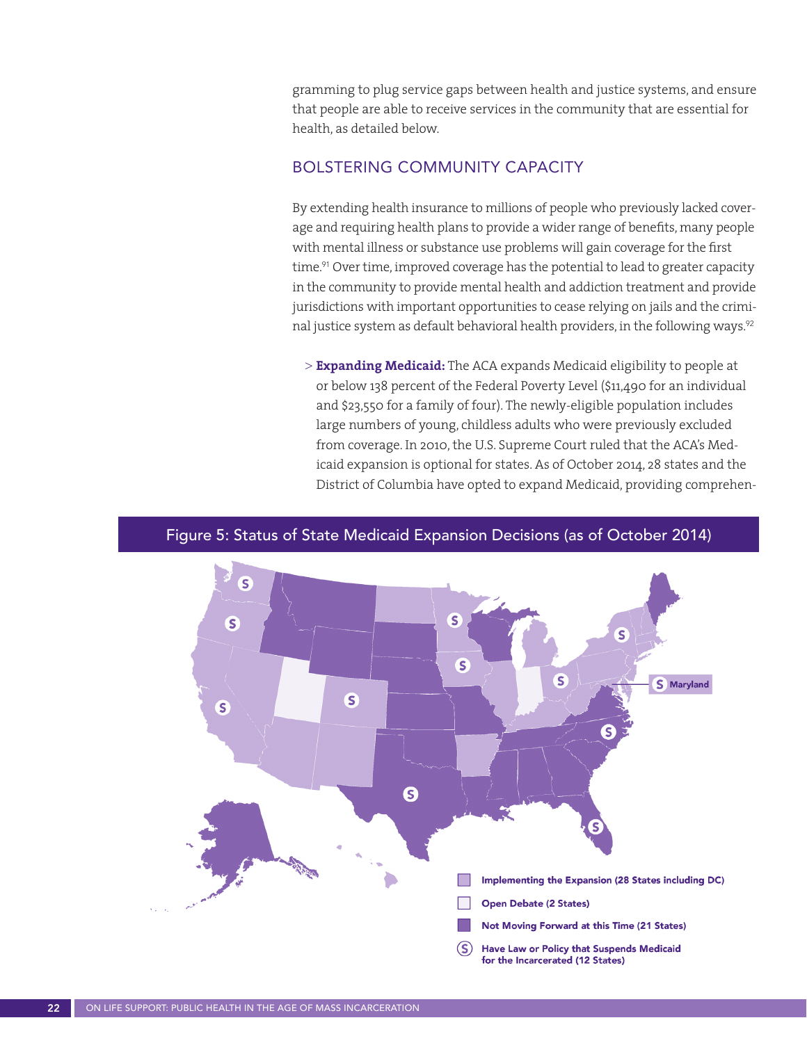gramming to plug service gaps between health and justice systems, and ensure that people are able to receive services in the community that are essential for health, as detailed below.

## BOLSTERING COMMUNITY CAPACITY

By extending health insurance to millions of people who previously lacked coverage and requiring health plans to provide a wider range of benefits, many people with mental illness or substance use problems will gain coverage for the first time.[91] Over time, improved coverage has the potential to lead to greater capacity in the community to provide mental health and addiction treatment and provide jurisdictions with important opportunities to cease relying on jails and the criminal justice system as default behavioral health providers, in the following ways.[92]

> **Expanding Medicaid:** The ACA expands Medicaid eligibility to people at or below 138 percent of the Federal Poverty Level ($11,490 for an individual and $23,550 for a family of four). The newly-eligible population includes large numbers of young, childless adults who were previously excluded from coverage. In 2010, the U.S. Supreme Court ruled that the ACA's Medicaid expansion is optional for states. As of October 2014, 28 states and the District of Columbia have opted to expand Medicaid, providing comprehen-

**Figure 5: Status of State Medicaid Expansion Decisions (as of October 2014)**

S Maryland

Implementing the Expansion (28 States including DC)

Open Debate (2 States)

Not Moving Forward at this Time (21 States)

S Have Law or Policy that Suspends Medicaid for the Incarcerated (12 States)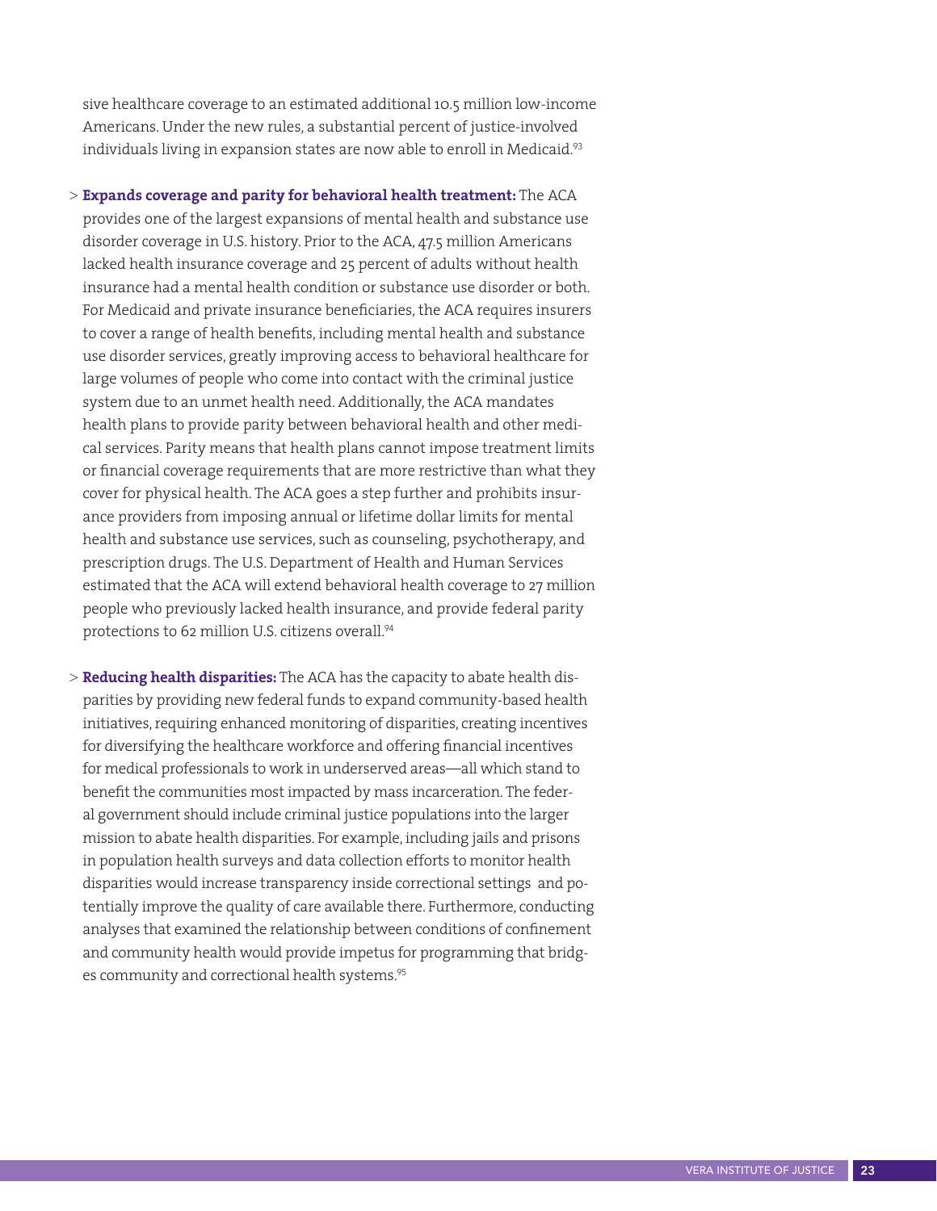sive healthcare coverage to an estimated additional 10.5 million low-income Americans. Under the new rules, a substantial percent of justice-involved individuals living in expansion states are now able to enroll in Medicaid.[93]

> **Expands coverage and parity for behavioral health treatment:** The ACA provides one of the largest expansions of mental health and substance use disorder coverage in U.S. history. Prior to the ACA, 47.5 million Americans lacked health insurance coverage and 25 percent of adults without health insurance had a mental health condition or substance use disorder or both. For Medicaid and private insurance beneficiaries, the ACA requires insurers to cover a range of health benefits, including mental health and substance use disorder services, greatly improving access to behavioral healthcare for large volumes of people who come into contact with the criminal justice system due to an unmet health need. Additionally, the ACA mandates health plans to provide parity between behavioral health and other medical services. Parity means that health plans cannot impose treatment limits or financial coverage requirements that are more restrictive than what they cover for physical health. The ACA goes a step further and prohibits insurance providers from imposing annual or lifetime dollar limits for mental health and substance use services, such as counseling, psychotherapy, and prescription drugs. The U.S. Department of Health and Human Services estimated that the ACA will extend behavioral health coverage to 27 million people who previously lacked health insurance, and provide federal parity protections to 62 million U.S. citizens overall.[94]

> **Reducing health disparities:** The ACA has the capacity to abate health disparities by providing new federal funds to expand community-based health initiatives, requiring enhanced monitoring of disparities, creating incentives for diversifying the healthcare workforce and offering financial incentives for medical professionals to work in underserved areas—all which stand to benefit the communities most impacted by mass incarceration. The federal government should include criminal justice populations into the larger mission to abate health disparities. For example, including jails and prisons in population health surveys and data collection efforts to monitor health disparities would increase transparency inside correctional settings and potentially improve the quality of care available there. Furthermore, conducting analyses that examined the relationship between conditions of confinement and community health would provide impetus for programming that bridges community and correctional health systems.[95]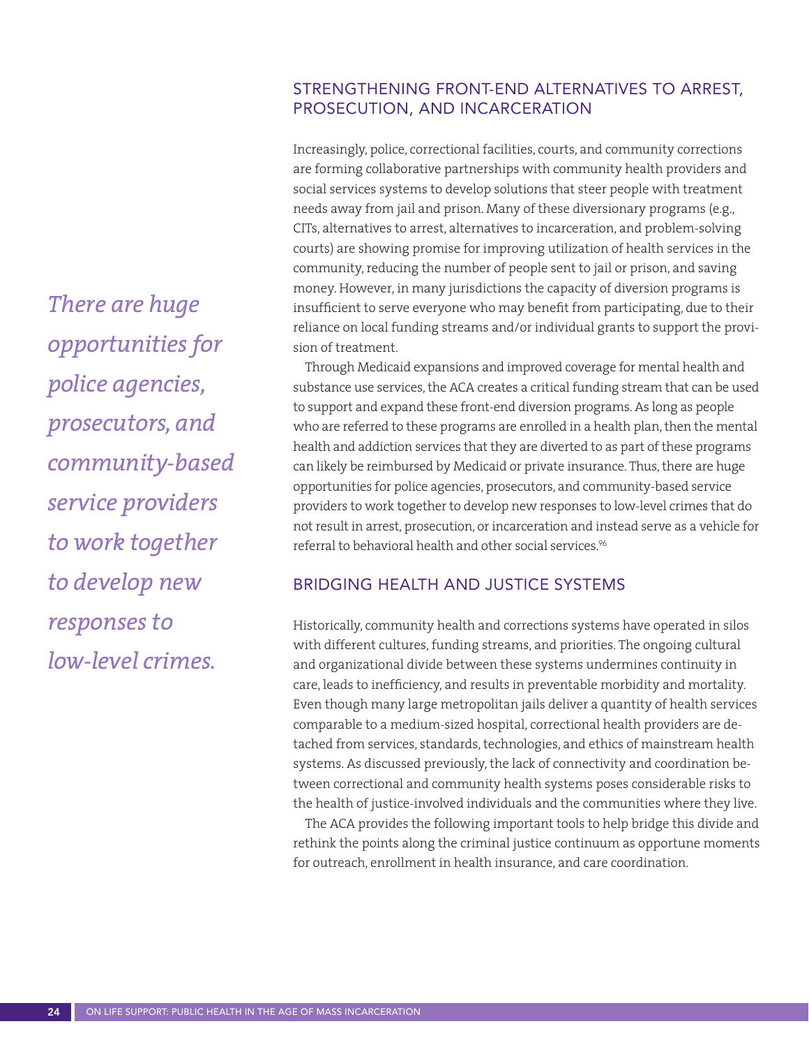## STRENGTHENING FRONT-END ALTERNATIVES TO ARREST, PROSECUTION, AND INCARCERATION

*There are huge opportunities for police agencies, prosecutors, and community-based service providers to work together to develop new responses to low-level crimes.*

Increasingly, police, correctional facilities, courts, and community corrections are forming collaborative partnerships with community health providers and social services systems to develop solutions that steer people with treatment needs away from jail and prison. Many of these diversionary programs (e.g., CITs, alternatives to arrest, alternatives to incarceration, and problem-solving courts) are showing promise for improving utilization of health services in the community, reducing the number of people sent to jail or prison, and saving money. However, in many jurisdictions the capacity of diversion programs is insufficient to serve everyone who may benefit from participating, due to their reliance on local funding streams and/or individual grants to support the provision of treatment.

Through Medicaid expansions and improved coverage for mental health and substance use services, the ACA creates a critical funding stream that can be used to support and expand these front-end diversion programs. As long as people who are referred to these programs are enrolled in a health plan, then the mental health and addiction services that they are diverted to as part of these programs can likely be reimbursed by Medicaid or private insurance. Thus, there are huge opportunities for police agencies, prosecutors, and community-based service providers to work together to develop new responses to low-level crimes that do not result in arrest, prosecution, or incarceration and instead serve as a vehicle for referral to behavioral health and other social services.[96]

## BRIDGING HEALTH AND JUSTICE SYSTEMS

Historically, community health and corrections systems have operated in silos with different cultures, funding streams, and priorities. The ongoing cultural and organizational divide between these systems undermines continuity in care, leads to inefficiency, and results in preventable morbidity and mortality. Even though many large metropolitan jails deliver a quantity of health services comparable to a medium-sized hospital, correctional health providers are detached from services, standards, technologies, and ethics of mainstream health systems. As discussed previously, the lack of connectivity and coordination between correctional and community health systems poses considerable risks to the health of justice-involved individuals and the communities where they live.

The ACA provides the following important tools to help bridge this divide and rethink the points along the criminal justice continuum as opportune moments for outreach, enrollment in health insurance, and care coordination.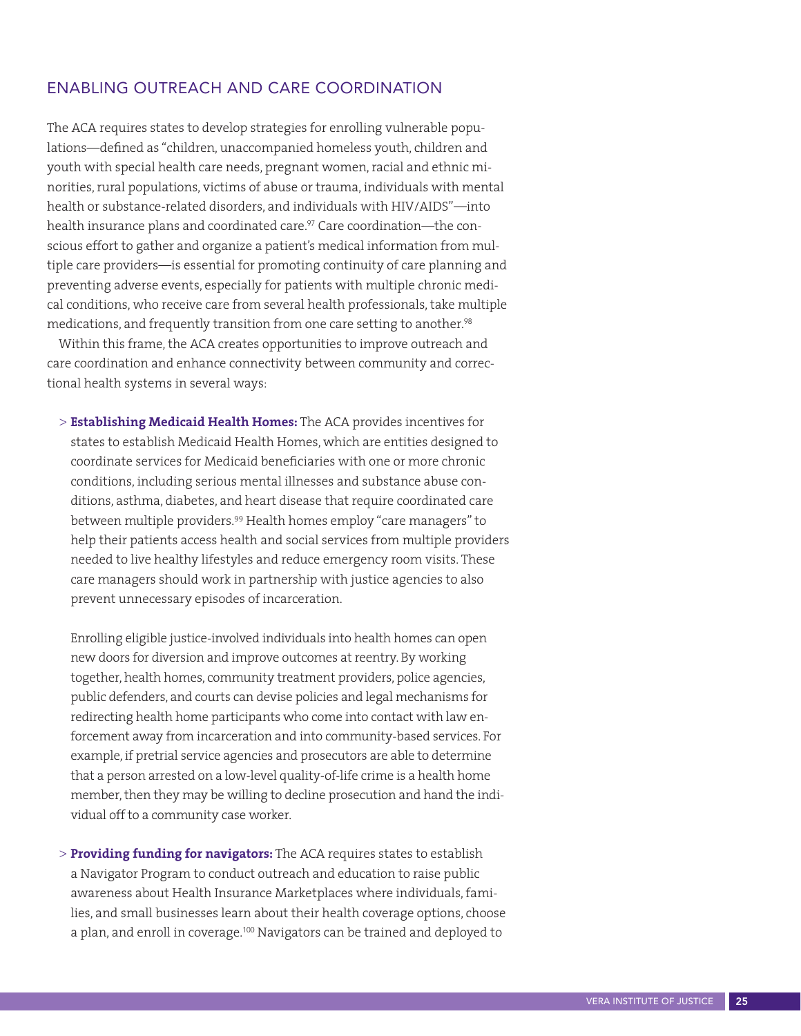## ENABLING OUTREACH AND CARE COORDINATION

The ACA requires states to develop strategies for enrolling vulnerable populations—defined as "children, unaccompanied homeless youth, children and youth with special health care needs, pregnant women, racial and ethnic minorities, rural populations, victims of abuse or trauma, individuals with mental health or substance-related disorders, and individuals with HIV/AIDS"—into health insurance plans and coordinated care.[97] Care coordination—the conscious effort to gather and organize a patient's medical information from multiple care providers—is essential for promoting continuity of care planning and preventing adverse events, especially for patients with multiple chronic medical conditions, who receive care from several health professionals, take multiple medications, and frequently transition from one care setting to another.[98]

Within this frame, the ACA creates opportunities to improve outreach and care coordination and enhance connectivity between community and correctional health systems in several ways:

> **Establishing Medicaid Health Homes:** The ACA provides incentives for states to establish Medicaid Health Homes, which are entities designed to coordinate services for Medicaid beneficiaries with one or more chronic conditions, including serious mental illnesses and substance abuse conditions, asthma, diabetes, and heart disease that require coordinated care between multiple providers.[99] Health homes employ "care managers" to help their patients access health and social services from multiple providers needed to live healthy lifestyles and reduce emergency room visits. These care managers should work in partnership with justice agencies to also prevent unnecessary episodes of incarceration.
>
> Enrolling eligible justice-involved individuals into health homes can open new doors for diversion and improve outcomes at reentry. By working together, health homes, community treatment providers, police agencies, public defenders, and courts can devise policies and legal mechanisms for redirecting health home participants who come into contact with law enforcement away from incarceration and into community-based services. For example, if pretrial service agencies and prosecutors are able to determine that a person arrested on a low-level quality-of-life crime is a health home member, then they may be willing to decline prosecution and hand the individual off to a community case worker.

> **Providing funding for navigators:** The ACA requires states to establish a Navigator Program to conduct outreach and education to raise public awareness about Health Insurance Marketplaces where individuals, families, and small businesses learn about their health coverage options, choose a plan, and enroll in coverage.[100] Navigators can be trained and deployed to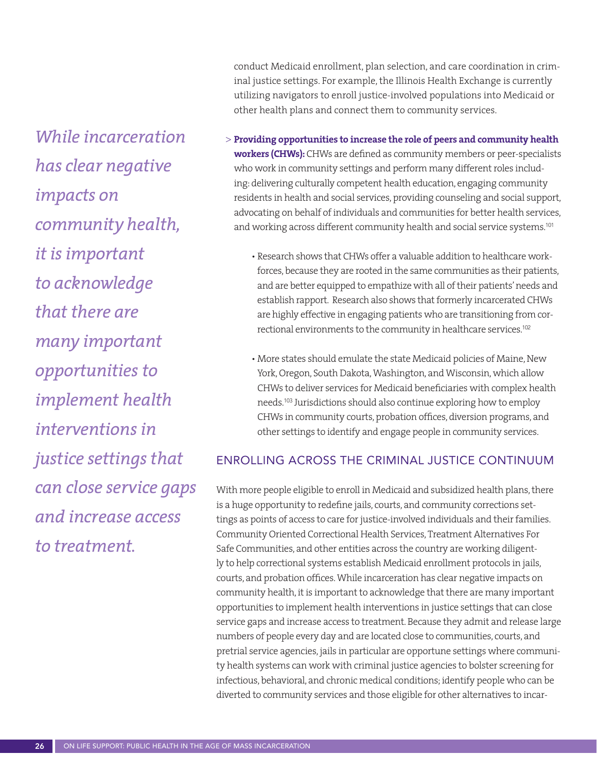conduct Medicaid enrollment, plan selection, and care coordination in criminal justice settings. For example, the Illinois Health Exchange is currently utilizing navigators to enroll justice-involved populations into Medicaid or other health plans and connect them to community services.

*While incarceration has clear negative impacts on community health, it is important to acknowledge that there are many important opportunities to implement health interventions in justice settings that can close service gaps and increase access to treatment.*

> **Providing opportunities to increase the role of peers and community health workers (CHWs):** CHWs are defined as community members or peer-specialists who work in community settings and perform many different roles including: delivering culturally competent health education, engaging community residents in health and social services, providing counseling and social support, advocating on behalf of individuals and communities for better health services, and working across different community health and social service systems.[101]

- Research shows that CHWs offer a valuable addition to healthcare workforces, because they are rooted in the same communities as their patients, and are better equipped to empathize with all of their patients' needs and establish rapport. Research also shows that formerly incarcerated CHWs are highly effective in engaging patients who are transitioning from correctional environments to the community in healthcare services.[102]
- More states should emulate the state Medicaid policies of Maine, New York, Oregon, South Dakota, Washington, and Wisconsin, which allow CHWs to deliver services for Medicaid beneficiaries with complex health needs.[103] Jurisdictions should also continue exploring how to employ CHWs in community courts, probation offices, diversion programs, and other settings to identify and engage people in community services.

## ENROLLING ACROSS THE CRIMINAL JUSTICE CONTINUUM

With more people eligible to enroll in Medicaid and subsidized health plans, there is a huge opportunity to redefine jails, courts, and community corrections settings as points of access to care for justice-involved individuals and their families. Community Oriented Correctional Health Services, Treatment Alternatives For Safe Communities, and other entities across the country are working diligently to help correctional systems establish Medicaid enrollment protocols in jails, courts, and probation offices. While incarceration has clear negative impacts on community health, it is important to acknowledge that there are many important opportunities to implement health interventions in justice settings that can close service gaps and increase access to treatment. Because they admit and release large numbers of people every day and are located close to communities, courts, and pretrial service agencies, jails in particular are opportune settings where community health systems can work with criminal justice agencies to bolster screening for infectious, behavioral, and chronic medical conditions; identify people who can be diverted to community services and those eligible for other alternatives to incar-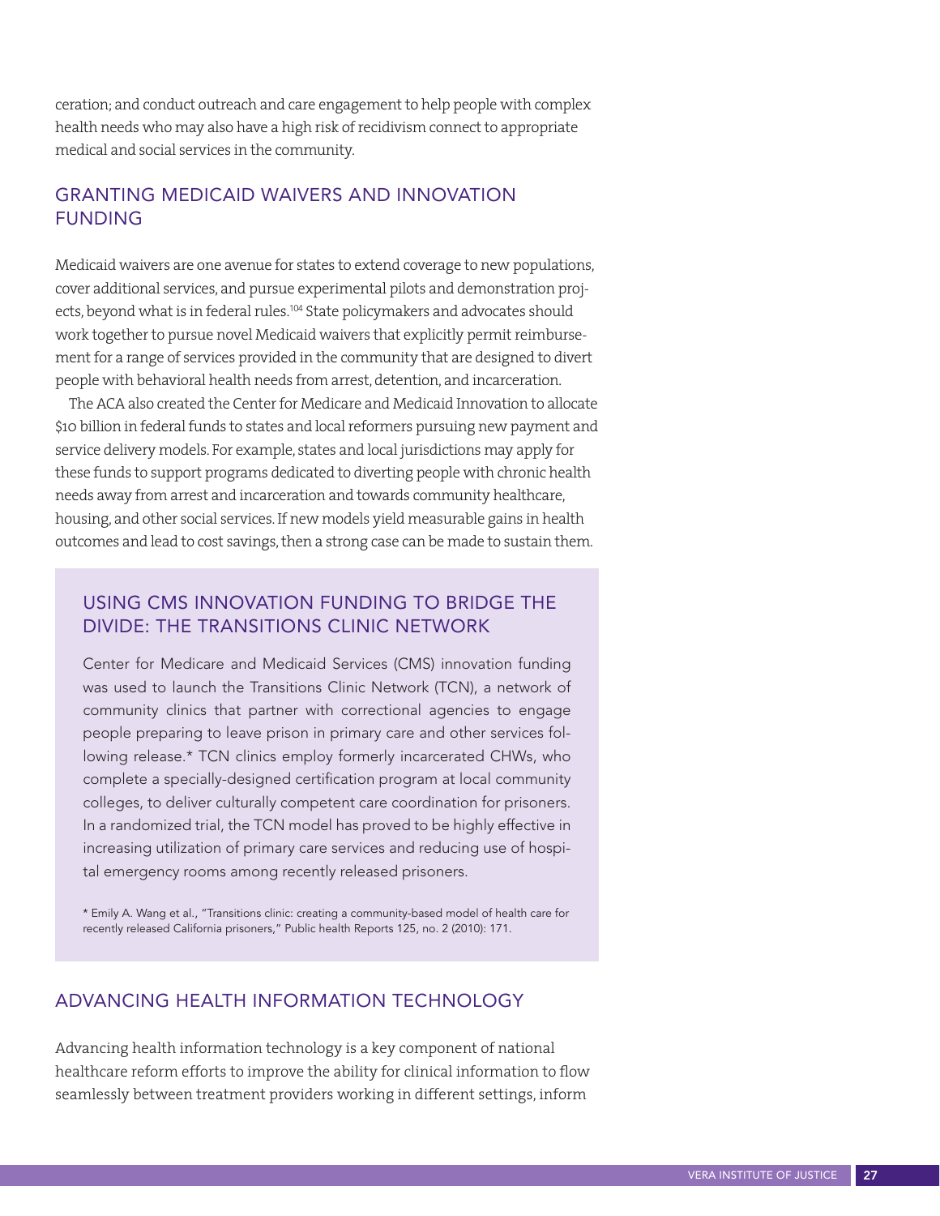ceration; and conduct outreach and care engagement to help people with complex health needs who may also have a high risk of recidivism connect to appropriate medical and social services in the community.

## GRANTING MEDICAID WAIVERS AND INNOVATION FUNDING

Medicaid waivers are one avenue for states to extend coverage to new populations, cover additional services, and pursue experimental pilots and demonstration projects, beyond what is in federal rules.[104] State policymakers and advocates should work together to pursue novel Medicaid waivers that explicitly permit reimbursement for a range of services provided in the community that are designed to divert people with behavioral health needs from arrest, detention, and incarceration.

The ACA also created the Center for Medicare and Medicaid Innovation to allocate $10 billion in federal funds to states and local reformers pursuing new payment and service delivery models. For example, states and local jurisdictions may apply for these funds to support programs dedicated to diverting people with chronic health needs away from arrest and incarceration and towards community healthcare, housing, and other social services. If new models yield measurable gains in health outcomes and lead to cost savings, then a strong case can be made to sustain them.

### USING CMS INNOVATION FUNDING TO BRIDGE THE DIVIDE: THE TRANSITIONS CLINIC NETWORK

Center for Medicare and Medicaid Services (CMS) innovation funding was used to launch the Transitions Clinic Network (TCN), a network of community clinics that partner with correctional agencies to engage people preparing to leave prison in primary care and other services following release.* TCN clinics employ formerly incarcerated CHWs, who complete a specially-designed certification program at local community colleges, to deliver culturally competent care coordination for prisoners. In a randomized trial, the TCN model has proved to be highly effective in increasing utilization of primary care services and reducing use of hospital emergency rooms among recently released prisoners.

* Emily A. Wang et al., "Transitions clinic: creating a community-based model of health care for recently released California prisoners," Public health Reports 125, no. 2 (2010): 171.

## ADVANCING HEALTH INFORMATION TECHNOLOGY

Advancing health information technology is a key component of national healthcare reform efforts to improve the ability for clinical information to flow seamlessly between treatment providers working in different settings, inform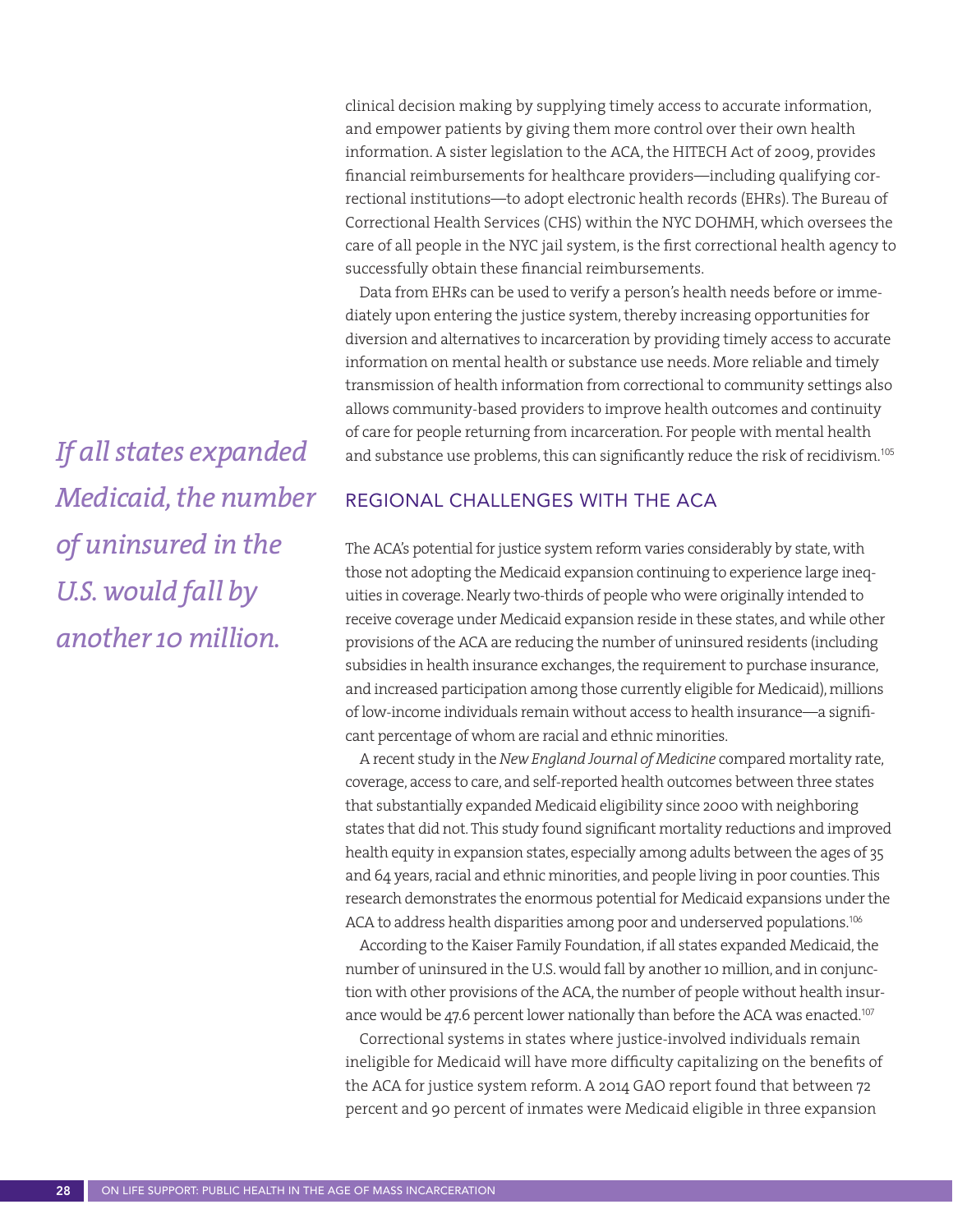clinical decision making by supplying timely access to accurate information, and empower patients by giving them more control over their own health information. A sister legislation to the ACA, the HITECH Act of 2009, provides financial reimbursements for healthcare providers—including qualifying correctional institutions—to adopt electronic health records (EHRs). The Bureau of Correctional Health Services (CHS) within the NYC DOHMH, which oversees the care of all people in the NYC jail system, is the first correctional health agency to successfully obtain these financial reimbursements.

Data from EHRs can be used to verify a person's health needs before or immediately upon entering the justice system, thereby increasing opportunities for diversion and alternatives to incarceration by providing timely access to accurate information on mental health or substance use needs. More reliable and timely transmission of health information from correctional to community settings also allows community-based providers to improve health outcomes and continuity of care for people returning from incarceration. For people with mental health and substance use problems, this can significantly reduce the risk of recidivism.[105]

*If all states expanded Medicaid, the number of uninsured in the U.S. would fall by another 10 million.*

## REGIONAL CHALLENGES WITH THE ACA

The ACA's potential for justice system reform varies considerably by state, with those not adopting the Medicaid expansion continuing to experience large inequities in coverage. Nearly two-thirds of people who were originally intended to receive coverage under Medicaid expansion reside in these states, and while other provisions of the ACA are reducing the number of uninsured residents (including subsidies in health insurance exchanges, the requirement to purchase insurance, and increased participation among those currently eligible for Medicaid), millions of low-income individuals remain without access to health insurance—a significant percentage of whom are racial and ethnic minorities.

A recent study in the *New England Journal of Medicine* compared mortality rate, coverage, access to care, and self-reported health outcomes between three states that substantially expanded Medicaid eligibility since 2000 with neighboring states that did not. This study found significant mortality reductions and improved health equity in expansion states, especially among adults between the ages of 35 and 64 years, racial and ethnic minorities, and people living in poor counties. This research demonstrates the enormous potential for Medicaid expansions under the ACA to address health disparities among poor and underserved populations.[106]

According to the Kaiser Family Foundation, if all states expanded Medicaid, the number of uninsured in the U.S. would fall by another 10 million, and in conjunction with other provisions of the ACA, the number of people without health insurance would be 47.6 percent lower nationally than before the ACA was enacted.[107]

Correctional systems in states where justice-involved individuals remain ineligible for Medicaid will have more difficulty capitalizing on the benefits of the ACA for justice system reform. A 2014 GAO report found that between 72 percent and 90 percent of inmates were Medicaid eligible in three expansion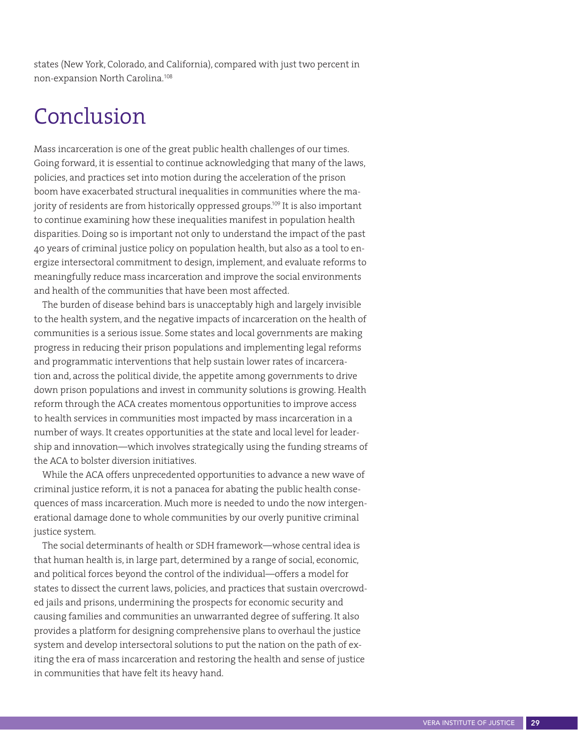states (New York, Colorado, and California), compared with just two percent in non-expansion North Carolina.[108]

# Conclusion

Mass incarceration is one of the great public health challenges of our times. Going forward, it is essential to continue acknowledging that many of the laws, policies, and practices set into motion during the acceleration of the prison boom have exacerbated structural inequalities in communities where the majority of residents are from historically oppressed groups.[109] It is also important to continue examining how these inequalities manifest in population health disparities. Doing so is important not only to understand the impact of the past 40 years of criminal justice policy on population health, but also as a tool to energize intersectoral commitment to design, implement, and evaluate reforms to meaningfully reduce mass incarceration and improve the social environments and health of the communities that have been most affected.

The burden of disease behind bars is unacceptably high and largely invisible to the health system, and the negative impacts of incarceration on the health of communities is a serious issue. Some states and local governments are making progress in reducing their prison populations and implementing legal reforms and programmatic interventions that help sustain lower rates of incarceration and, across the political divide, the appetite among governments to drive down prison populations and invest in community solutions is growing. Health reform through the ACA creates momentous opportunities to improve access to health services in communities most impacted by mass incarceration in a number of ways. It creates opportunities at the state and local level for leadership and innovation—which involves strategically using the funding streams of the ACA to bolster diversion initiatives.

While the ACA offers unprecedented opportunities to advance a new wave of criminal justice reform, it is not a panacea for abating the public health consequences of mass incarceration. Much more is needed to undo the now intergenerational damage done to whole communities by our overly punitive criminal justice system.

The social determinants of health or SDH framework—whose central idea is that human health is, in large part, determined by a range of social, economic, and political forces beyond the control of the individual—offers a model for states to dissect the current laws, policies, and practices that sustain overcrowded jails and prisons, undermining the prospects for economic security and causing families and communities an unwarranted degree of suffering. It also provides a platform for designing comprehensive plans to overhaul the justice system and develop intersectoral solutions to put the nation on the path of exiting the era of mass incarceration and restoring the health and sense of justice in communities that have felt its heavy hand.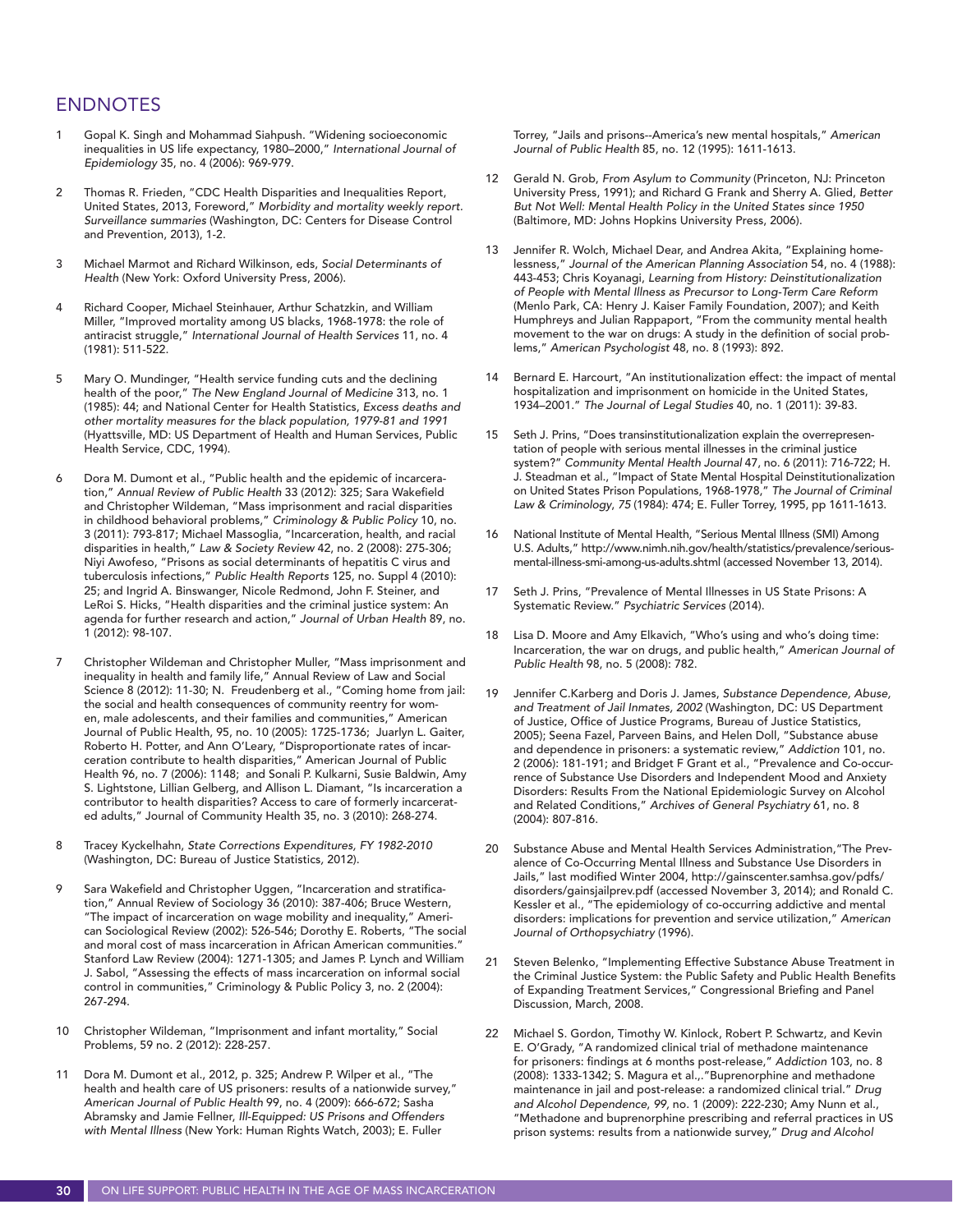## ENDNOTES

1. Gopal K. Singh and Mohammad Siahpush. "Widening socioeconomic inequalities in US life expectancy, 1980–2000," *International Journal of Epidemiology* 35, no. 4 (2006): 969-979.

2. Thomas R. Frieden, "CDC Health Disparities and Inequalities Report, United States, 2013, Foreword," *Morbidity and mortality weekly report. Surveillance summaries* (Washington, DC: Centers for Disease Control and Prevention, 2013), 1-2.

3. Michael Marmot and Richard Wilkinson, eds, *Social Determinants of Health* (New York: Oxford University Press, 2006).

4. Richard Cooper, Michael Steinhauer, Arthur Schatzkin, and William Miller, "Improved mortality among US blacks, 1968-1978: the role of antiracist struggle," *International Journal of Health Services* 11, no. 4 (1981): 511-522.

5. Mary O. Mundinger, "Health service funding cuts and the declining health of the poor," *The New England Journal of Medicine* 313, no. 1 (1985): 44; and National Center for Health Statistics, *Excess deaths and other mortality measures for the black population, 1979-81 and 1991* (Hyattsville, MD: US Department of Health and Human Services, Public Health Service, CDC, 1994).

6. Dora M. Dumont et al., "Public health and the epidemic of incarceration," *Annual Review of Public Health* 33 (2012): 325; Sara Wakefield and Christopher Wildeman, "Mass imprisonment and racial disparities in childhood behavioral problems," *Criminology & Public Policy* 10, no. 3 (2011): 793-817; Michael Massoglia, "Incarceration, health, and racial disparities in health," *Law & Society Review* 42, no. 2 (2008): 275-306; Niyi Awofeso, "Prisons as social determinants of hepatitis C virus and tuberculosis infections," *Public Health Reports* 125, no. Suppl 4 (2010): 25; and Ingrid A. Binswanger, Nicole Redmond, John F. Steiner, and LeRoi S. Hicks, "Health disparities and the criminal justice system: An agenda for further research and action," *Journal of Urban Health* 89, no. 1 (2012): 98-107.

7. Christopher Wildeman and Christopher Muller, "Mass imprisonment and inequality in health and family life," Annual Review of Law and Social Science 8 (2012): 11-30; N. Freudenberg et al., "Coming home from jail: the social and health consequences of community reentry for women, male adolescents, and their families and communities," American Journal of Public Health, 95, no. 10 (2005): 1725-1736; Juarlyn L. Gaiter, Roberto H. Potter, and Ann O'Leary, "Disproportionate rates of incarceration contribute to health disparities," American Journal of Public Health 96, no. 7 (2006): 1148; and Sonali P. Kulkarni, Susie Baldwin, Amy S. Lightstone, Lillian Gelberg, and Allison L. Diamant, "Is incarceration a contributor to health disparities? Access to care of formerly incarcerated adults," Journal of Community Health 35, no. 3 (2010): 268-274.

8. Tracey Kyckelhahn, *State Corrections Expenditures, FY 1982-2010* (Washington, DC: Bureau of Justice Statistics, 2012).

9. Sara Wakefield and Christopher Uggen, "Incarceration and stratification," Annual Review of Sociology 36 (2010): 387-406; Bruce Western, "The impact of incarceration on wage mobility and inequality," American Sociological Review (2002): 526-546; Dorothy E. Roberts, "The social and moral cost of mass incarceration in African American communities." Stanford Law Review (2004): 1271-1305; and James P. Lynch and William J. Sabol, "Assessing the effects of mass incarceration on informal social control in communities," Criminology & Public Policy 3, no. 2 (2004): 267-294.

10. Christopher Wildeman, "Imprisonment and infant mortality," Social Problems, 59 no. 2 (2012): 228-257.

11. Dora M. Dumont et al., 2012, p. 325; Andrew P. Wilper et al., "The health and health care of US prisoners: results of a nationwide survey," *American Journal of Public Health* 99, no. 4 (2009): 666-672; Sasha Abramsky and Jamie Fellner, *Ill-Equipped: US Prisons and Offenders with Mental Illness* (New York: Human Rights Watch, 2003); E. Fuller Torrey, "Jails and prisons--America's new mental hospitals," *American Journal of Public Health* 85, no. 12 (1995): 1611-1613.

12. Gerald N. Grob, *From Asylum to Community* (Princeton, NJ: Princeton University Press, 1991); and Richard G Frank and Sherry A. Glied, *Better But Not Well: Mental Health Policy in the United States since 1950* (Baltimore, MD: Johns Hopkins University Press, 2006).

13. Jennifer R. Wolch, Michael Dear, and Andrea Akita, "Explaining homelessness," *Journal of the American Planning Association* 54, no. 4 (1988): 443-453; Chris Koyanagi, *Learning from History: Deinstitutionalization of People with Mental Illness as Precursor to Long-Term Care Reform* (Menlo Park, CA: Henry J. Kaiser Family Foundation, 2007); and Keith Humphreys and Julian Rappaport, "From the community mental health movement to the war on drugs: A study in the definition of social problems," *American Psychologist* 48, no. 8 (1993): 892.

14. Bernard E. Harcourt, "An institutionalization effect: the impact of mental hospitalization and imprisonment on homicide in the United States, 1934–2001." *The Journal of Legal Studies* 40, no. 1 (2011): 39-83.

15. Seth J. Prins, "Does transinstitutionalization explain the overrepresentation of people with serious mental illnesses in the criminal justice system?" *Community Mental Health Journal* 47, no. 6 (2011): 716-722; H. J. Steadman et al., "Impact of State Mental Hospital Deinstitutionalization on United States Prison Populations, 1968-1978," *The Journal of Criminal Law & Criminology, 75* (1984): 474; E. Fuller Torrey, 1995, pp 1611-1613.

16. National Institute of Mental Health, "Serious Mental Illness (SMI) Among U.S. Adults," http://www.nimh.nih.gov/health/statistics/prevalence/serious-mental-illness-smi-among-us-adults.shtml (accessed November 13, 2014).

17. Seth J. Prins, "Prevalence of Mental Illnesses in US State Prisons: A Systematic Review." *Psychiatric Services* (2014).

18. Lisa D. Moore and Amy Elkavich, "Who's using and who's doing time: Incarceration, the war on drugs, and public health," *American Journal of Public Health* 98, no. 5 (2008): 782.

19. Jennifer C.Karberg and Doris J. James, *Substance Dependence, Abuse, and Treatment of Jail Inmates, 2002* (Washington, DC: US Department of Justice, Office of Justice Programs, Bureau of Justice Statistics, 2005); Seena Fazel, Parveen Bains, and Helen Doll, "Substance abuse and dependence in prisoners: a systematic review," *Addiction* 101, no. 2 (2006): 181-191; and Bridget F Grant et al., "Prevalence and Co-occurrence of Substance Use Disorders and Independent Mood and Anxiety Disorders: Results From the National Epidemiologic Survey on Alcohol and Related Conditions," *Archives of General Psychiatry* 61, no. 8 (2004): 807-816.

20. Substance Abuse and Mental Health Services Administration,"The Prevalence of Co-Occurring Mental Illness and Substance Use Disorders in Jails," last modified Winter 2004, http://gainscenter.samhsa.gov/pdfs/disorders/gainsjailprev.pdf (accessed November 3, 2014); and Ronald C. Kessler et al., "The epidemiology of co-occurring addictive and mental disorders: implications for prevention and service utilization," *American Journal of Orthopsychiatry* (1996).

21. Steven Belenko, "Implementing Effective Substance Abuse Treatment in the Criminal Justice System: the Public Safety and Public Health Benefits of Expanding Treatment Services," Congressional Briefing and Panel Discussion, March, 2008.

22. Michael S. Gordon, Timothy W. Kinlock, Robert P. Schwartz, and Kevin E. O'Grady, "A randomized clinical trial of methadone maintenance for prisoners: findings at 6 months post-release," *Addiction* 103, no. 8 (2008): 1333-1342; S. Magura et al.,."Buprenorphine and methadone maintenance in jail and post-release: a randomized clinical trial." *Drug and Alcohol Dependence, 99,* no. 1 (2009): 222-230; Amy Nunn et al., "Methadone and buprenorphine prescribing and referral practices in US prison systems: results from a nationwide survey," *Drug and Alcohol*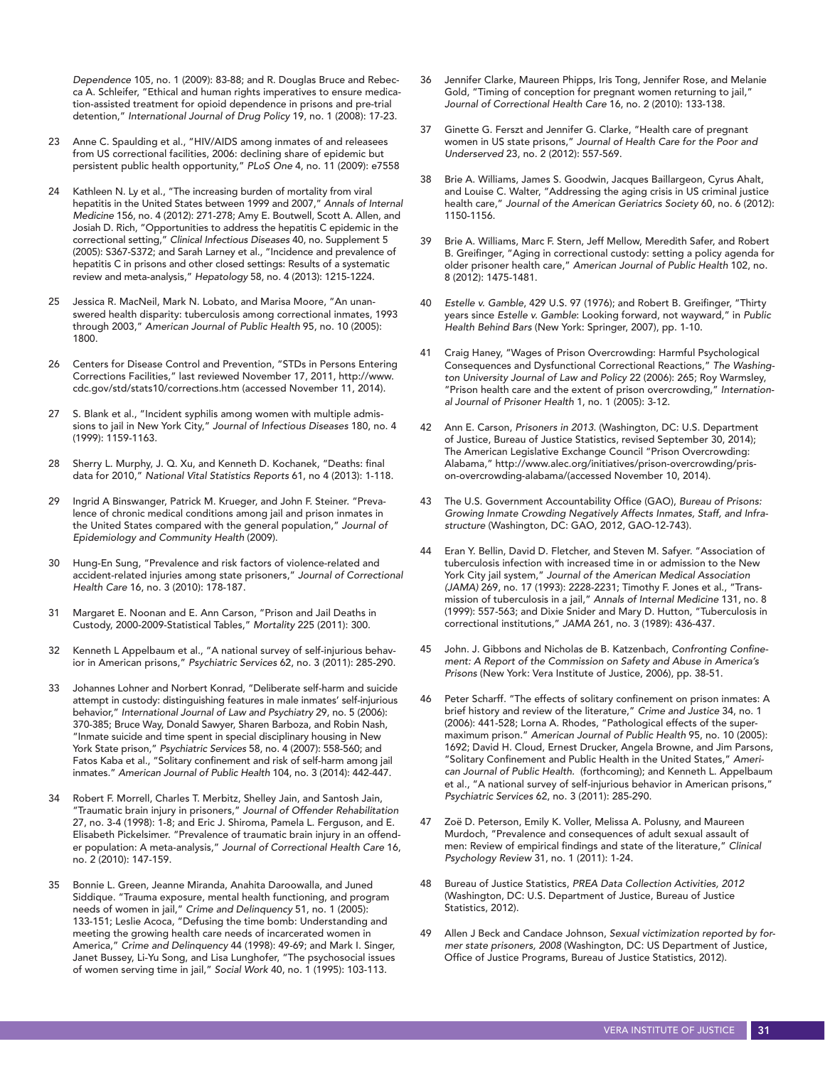*Dependence* 105, no. 1 (2009): 83-88; and R. Douglas Bruce and Rebecca A. Schleifer, "Ethical and human rights imperatives to ensure medication-assisted treatment for opioid dependence in prisons and pre-trial detention," *International Journal of Drug Policy* 19, no. 1 (2008): 17-23.

23 Anne C. Spaulding et al., "HIV/AIDS among inmates of and releasees from US correctional facilities, 2006: declining share of epidemic but persistent public health opportunity," *PLoS One* 4, no. 11 (2009): e7558

24 Kathleen N. Ly et al., "The increasing burden of mortality from viral hepatitis in the United States between 1999 and 2007," *Annals of Internal Medicine* 156, no. 4 (2012): 271-278; Amy E. Boutwell, Scott A. Allen, and Josiah D. Rich, "Opportunities to address the hepatitis C epidemic in the correctional setting," *Clinical Infectious Diseases* 40, no. Supplement 5 (2005): S367-S372; and Sarah Larney et al., "Incidence and prevalence of hepatitis C in prisons and other closed settings: Results of a systematic review and meta-analysis," *Hepatology* 58, no. 4 (2013): 1215-1224.

25 Jessica R. MacNeil, Mark N. Lobato, and Marisa Moore, "An unanswered health disparity: tuberculosis among correctional inmates, 1993 through 2003," *American Journal of Public Health* 95, no. 10 (2005): 1800.

26 Centers for Disease Control and Prevention, "STDs in Persons Entering Corrections Facilities," last reviewed November 17, 2011, http://www.cdc.gov/std/stats10/corrections.htm (accessed November 11, 2014).

27 S. Blank et al., "Incident syphilis among women with multiple admissions to jail in New York City," *Journal of Infectious Diseases* 180, no. 4 (1999): 1159-1163.

28 Sherry L. Murphy, J. Q. Xu, and Kenneth D. Kochanek, "Deaths: final data for 2010," *National Vital Statistics Reports* 61, no 4 (2013): 1-118.

29 Ingrid A Binswanger, Patrick M. Krueger, and John F. Steiner. "Prevalence of chronic medical conditions among jail and prison inmates in the United States compared with the general population," *Journal of Epidemiology and Community Health* (2009).

30 Hung-En Sung, "Prevalence and risk factors of violence-related and accident-related injuries among state prisoners," *Journal of Correctional Health Care* 16, no. 3 (2010): 178-187.

31 Margaret E. Noonan and E. Ann Carson, "Prison and Jail Deaths in Custody, 2000-2009-Statistical Tables," *Mortality* 225 (2011): 300.

32 Kenneth L Appelbaum et al., "A national survey of self-injurious behavior in American prisons," *Psychiatric Services* 62, no. 3 (2011): 285-290.

33 Johannes Lohner and Norbert Konrad, "Deliberate self-harm and suicide attempt in custody: distinguishing features in male inmates' self-injurious behavior," *International Journal of Law and Psychiatry* 29, no. 5 (2006): 370-385; Bruce Way, Donald Sawyer, Sharen Barboza, and Robin Nash, "Inmate suicide and time spent in special disciplinary housing in New York State prison," *Psychiatric Services* 58, no. 4 (2007): 558-560; and Fatos Kaba et al., "Solitary confinement and risk of self-harm among jail inmates." *American Journal of Public Health* 104, no. 3 (2014): 442-447.

34 Robert F. Morrell, Charles T. Merbitz, Shelley Jain, and Santosh Jain, "Traumatic brain injury in prisoners," *Journal of Offender Rehabilitation* 27, no. 3-4 (1998): 1-8; and Eric J. Shiroma, Pamela L. Ferguson, and E. Elisabeth Pickelsimer. "Prevalence of traumatic brain injury in an offender population: A meta-analysis," *Journal of Correctional Health Care* 16, no. 2 (2010): 147-159.

35 Bonnie L. Green, Jeanne Miranda, Anahita Daroowalla, and Juned Siddique. "Trauma exposure, mental health functioning, and program needs of women in jail," *Crime and Delinquency* 51, no. 1 (2005): 133-151; Leslie Acoca, "Defusing the time bomb: Understanding and meeting the growing health care needs of incarcerated women in America," *Crime and Delinquency* 44 (1998): 49-69; and Mark I. Singer, Janet Bussey, Li-Yu Song, and Lisa Lunghofer, "The psychosocial issues of women serving time in jail," *Social Work* 40, no. 1 (1995): 103-113.

36 Jennifer Clarke, Maureen Phipps, Iris Tong, Jennifer Rose, and Melanie Gold, "Timing of conception for pregnant women returning to jail," *Journal of Correctional Health Care* 16, no. 2 (2010): 133-138.

37 Ginette G. Ferszt and Jennifer G. Clarke, "Health care of pregnant women in US state prisons," *Journal of Health Care for the Poor and Underserved* 23, no. 2 (2012): 557-569.

38 Brie A. Williams, James S. Goodwin, Jacques Baillargeon, Cyrus Ahalt, and Louise C. Walter, "Addressing the aging crisis in US criminal justice health care," *Journal of the American Geriatrics Society* 60, no. 6 (2012): 1150-1156.

39 Brie A. Williams, Marc F. Stern, Jeff Mellow, Meredith Safer, and Robert B. Greifinger, "Aging in correctional custody: setting a policy agenda for older prisoner health care," *American Journal of Public Health* 102, no. 8 (2012): 1475-1481.

40 *Estelle v. Gamble*, 429 U.S. 97 (1976); and Robert B. Greifinger, "Thirty years since *Estelle v. Gamble*: Looking forward, not wayward," in *Public Health Behind Bars* (New York: Springer, 2007), pp. 1-10.

41 Craig Haney, "Wages of Prison Overcrowding: Harmful Psychological Consequences and Dysfunctional Correctional Reactions," *The Washington University Journal of Law and Policy* 22 (2006): 265; Roy Warmsley, "Prison health care and the extent of prison overcrowding," *International Journal of Prisoner Health* 1, no. 1 (2005): 3-12.

42 Ann E. Carson, *Prisoners in 2013.* (Washington, DC: U.S. Department of Justice, Bureau of Justice Statistics, revised September 30, 2014); The American Legislative Exchange Council "Prison Overcrowding: Alabama," http://www.alec.org/initiatives/prison-overcrowding/prison-overcrowding-alabama/(accessed November 10, 2014).

43 The U.S. Government Accountability Office (GAO), *Bureau of Prisons: Growing Inmate Crowding Negatively Affects Inmates, Staff, and Infrastructure* (Washington, DC: GAO, 2012, GAO-12-743).

44 Eran Y. Bellin, David D. Fletcher, and Steven M. Safyer. "Association of tuberculosis infection with increased time in or admission to the New York City jail system," *Journal of the American Medical Association (JAMA)* 269, no. 17 (1993): 2228-2231; Timothy F. Jones et al., "Transmission of tuberculosis in a jail," *Annals of Internal Medicine* 131, no. 8 (1999): 557-563; and Dixie Snider and Mary D. Hutton, "Tuberculosis in correctional institutions," *JAMA* 261, no. 3 (1989): 436-437.

45 John. J. Gibbons and Nicholas de B. Katzenbach, *Confronting Confinement: A Report of the Commission on Safety and Abuse in America's Prisons* (New York: Vera Institute of Justice, 2006), pp. 38-51.

46 Peter Scharff. "The effects of solitary confinement on prison inmates: A brief history and review of the literature," *Crime and Justice* 34, no. 1 (2006): 441-528; Lorna A. Rhodes, "Pathological effects of the supermaximum prison." *American Journal of Public Health* 95, no. 10 (2005): 1692; David H. Cloud, Ernest Drucker, Angela Browne, and Jim Parsons, "Solitary Confinement and Public Health in the United States," *American Journal of Public Health.* (forthcoming); and Kenneth L. Appelbaum et al., "A national survey of self-injurious behavior in American prisons," *Psychiatric Services* 62, no. 3 (2011): 285-290.

47 Zoë D. Peterson, Emily K. Voller, Melissa A. Polusny, and Maureen Murdoch, "Prevalence and consequences of adult sexual assault of men: Review of empirical findings and state of the literature," *Clinical Psychology Review* 31, no. 1 (2011): 1-24.

48 Bureau of Justice Statistics, *PREA Data Collection Activities, 2012* (Washington, DC: U.S. Department of Justice, Bureau of Justice Statistics, 2012).

49 Allen J Beck and Candace Johnson, *Sexual victimization reported by former state prisoners, 2008* (Washington, DC: US Department of Justice, Office of Justice Programs, Bureau of Justice Statistics, 2012).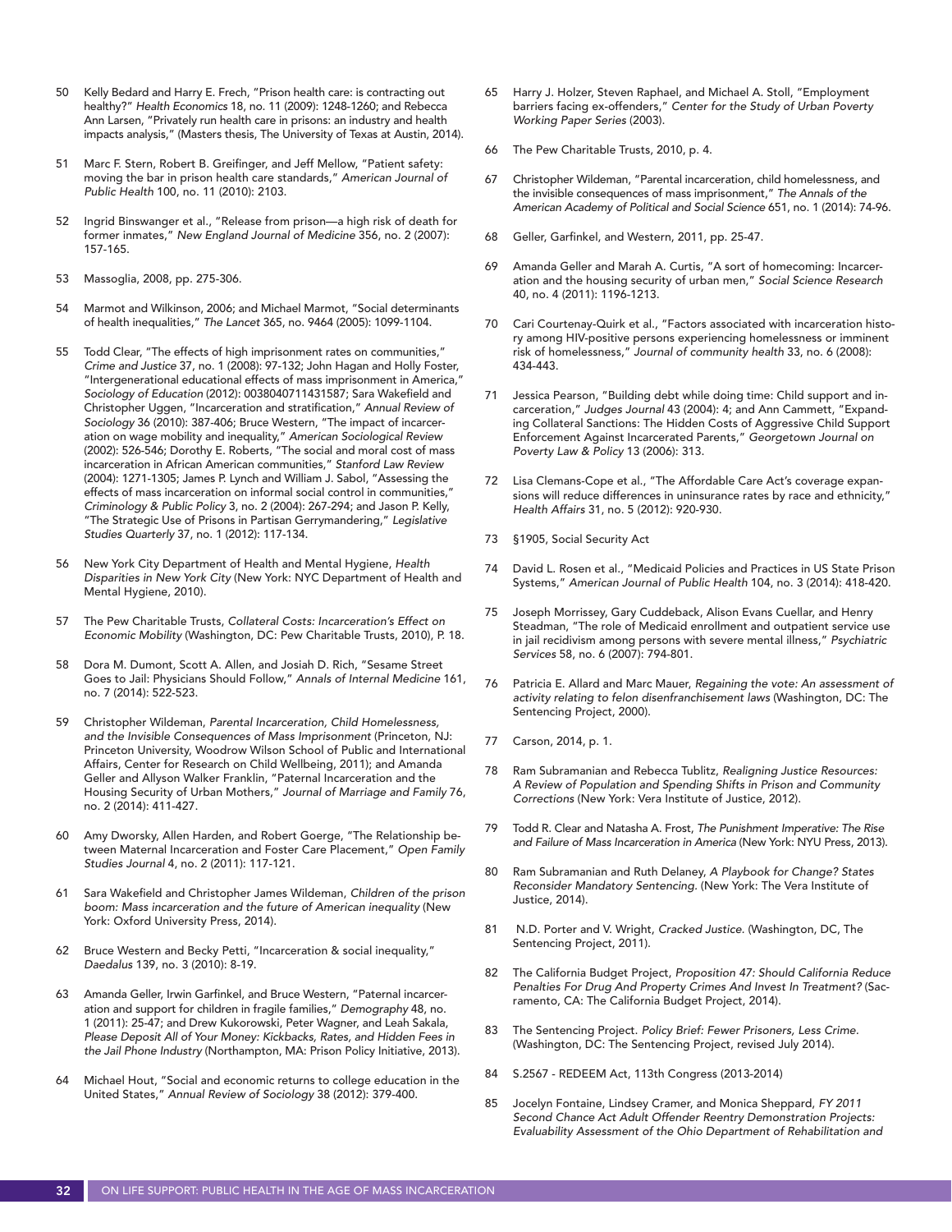50 Kelly Bedard and Harry E. Frech, "Prison health care: is contracting out healthy?" *Health Economics* 18, no. 11 (2009): 1248-1260; and Rebecca Ann Larsen, "Privately run health care in prisons: an industry and health impacts analysis," (Masters thesis, The University of Texas at Austin, 2014).

51 Marc F. Stern, Robert B. Greifinger, and Jeff Mellow, "Patient safety: moving the bar in prison health care standards," *American Journal of Public Health* 100, no. 11 (2010): 2103.

52 Ingrid Binswanger et al., "Release from prison—a high risk of death for former inmates," *New England Journal of Medicine* 356, no. 2 (2007): 157-165.

53 Massoglia, 2008, pp. 275-306.

54 Marmot and Wilkinson, 2006; and Michael Marmot, "Social determinants of health inequalities," *The Lancet* 365, no. 9464 (2005): 1099-1104.

55 Todd Clear, "The effects of high imprisonment rates on communities," *Crime and Justice* 37, no. 1 (2008): 97-132; John Hagan and Holly Foster, "Intergenerational educational effects of mass imprisonment in America," *Sociology of Education* (2012): 0038040711431587; Sara Wakefield and Christopher Uggen, "Incarceration and stratification," *Annual Review of Sociology* 36 (2010): 387-406; Bruce Western, "The impact of incarceration on wage mobility and inequality," *American Sociological Review* (2002): 526-546; Dorothy E. Roberts, "The social and moral cost of mass incarceration in African American communities," *Stanford Law Review* (2004): 1271-1305; James P. Lynch and William J. Sabol, "Assessing the effects of mass incarceration on informal social control in communities," *Criminology & Public Policy* 3, no. 2 (2004): 267-294; and Jason P. Kelly, "The Strategic Use of Prisons in Partisan Gerrymandering," *Legislative Studies Quarterly* 37, no. 1 (2012): 117-134.

56 New York City Department of Health and Mental Hygiene, *Health Disparities in New York City* (New York: NYC Department of Health and Mental Hygiene, 2010).

57 The Pew Charitable Trusts, *Collateral Costs: Incarceration's Effect on Economic Mobility* (Washington, DC: Pew Charitable Trusts, 2010), P. 18.

58 Dora M. Dumont, Scott A. Allen, and Josiah D. Rich, "Sesame Street Goes to Jail: Physicians Should Follow," *Annals of Internal Medicine* 161, no. 7 (2014): 522-523.

59 Christopher Wildeman, *Parental Incarceration, Child Homelessness, and the Invisible Consequences of Mass Imprisonment* (Princeton, NJ: Princeton University, Woodrow Wilson School of Public and International Affairs, Center for Research on Child Wellbeing, 2011); and Amanda Geller and Allyson Walker Franklin, "Paternal Incarceration and the Housing Security of Urban Mothers," *Journal of Marriage and Family* 76, no. 2 (2014): 411-427.

60 Amy Dworsky, Allen Harden, and Robert Goerge, "The Relationship between Maternal Incarceration and Foster Care Placement," *Open Family Studies Journal* 4, no. 2 (2011): 117-121.

61 Sara Wakefield and Christopher James Wildeman, *Children of the prison boom: Mass incarceration and the future of American inequality* (New York: Oxford University Press, 2014).

62 Bruce Western and Becky Petti, "Incarceration & social inequality," *Daedalus* 139, no. 3 (2010): 8-19.

63 Amanda Geller, Irwin Garfinkel, and Bruce Western, "Paternal incarceration and support for children in fragile families," *Demography* 48, no. 1 (2011): 25-47; and Drew Kukorowski, Peter Wagner, and Leah Sakala, *Please Deposit All of Your Money: Kickbacks, Rates, and Hidden Fees in the Jail Phone Industry* (Northampton, MA: Prison Policy Initiative, 2013).

64 Michael Hout, "Social and economic returns to college education in the United States," *Annual Review of Sociology* 38 (2012): 379-400.

65 Harry J. Holzer, Steven Raphael, and Michael A. Stoll, "Employment barriers facing ex-offenders," *Center for the Study of Urban Poverty Working Paper Series* (2003).

66 The Pew Charitable Trusts, 2010, p. 4.

67 Christopher Wildeman, "Parental incarceration, child homelessness, and the invisible consequences of mass imprisonment," *The Annals of the American Academy of Political and Social Science* 651, no. 1 (2014): 74-96.

68 Geller, Garfinkel, and Western, 2011, pp. 25-47.

69 Amanda Geller and Marah A. Curtis, "A sort of homecoming: Incarceration and the housing security of urban men," *Social Science Research* 40, no. 4 (2011): 1196-1213.

70 Cari Courtenay-Quirk et al., "Factors associated with incarceration history among HIV-positive persons experiencing homelessness or imminent risk of homelessness," *Journal of community health* 33, no. 6 (2008): 434-443.

71 Jessica Pearson, "Building debt while doing time: Child support and incarceration," *Judges Journal* 43 (2004): 4; and Ann Cammett, "Expanding Collateral Sanctions: The Hidden Costs of Aggressive Child Support Enforcement Against Incarcerated Parents," *Georgetown Journal on Poverty Law & Policy* 13 (2006): 313.

72 Lisa Clemans-Cope et al., "The Affordable Care Act's coverage expansions will reduce differences in uninsurance rates by race and ethnicity," *Health Affairs* 31, no. 5 (2012): 920-930.

73 §1905, Social Security Act

74 David L. Rosen et al., "Medicaid Policies and Practices in US State Prison Systems," *American Journal of Public Health* 104, no. 3 (2014): 418-420.

75 Joseph Morrissey, Gary Cuddeback, Alison Evans Cuellar, and Henry Steadman, "The role of Medicaid enrollment and outpatient service use in jail recidivism among persons with severe mental illness," *Psychiatric Services* 58, no. 6 (2007): 794-801.

76 Patricia E. Allard and Marc Mauer, *Regaining the vote: An assessment of activity relating to felon disenfranchisement laws* (Washington, DC: The Sentencing Project, 2000).

77 Carson, 2014, p. 1.

78 Ram Subramanian and Rebecca Tublitz, *Realigning Justice Resources: A Review of Population and Spending Shifts in Prison and Community Corrections* (New York: Vera Institute of Justice, 2012).

79 Todd R. Clear and Natasha A. Frost, *The Punishment Imperative: The Rise and Failure of Mass Incarceration in America* (New York: NYU Press, 2013).

80 Ram Subramanian and Ruth Delaney, *A Playbook for Change? States Reconsider Mandatory Sentencing.* (New York: The Vera Institute of Justice, 2014).

81 N.D. Porter and V. Wright, *Cracked Justice.* (Washington, DC, The Sentencing Project, 2011).

82 The California Budget Project, *Proposition 47: Should California Reduce Penalties For Drug And Property Crimes And Invest In Treatment?* (Sacramento, CA: The California Budget Project, 2014).

83 The Sentencing Project. *Policy Brief: Fewer Prisoners, Less Crime.* (Washington, DC: The Sentencing Project, revised July 2014).

84 S.2567 - REDEEM Act, 113th Congress (2013-2014)

85 Jocelyn Fontaine, Lindsey Cramer, and Monica Sheppard, *FY 2011 Second Chance Act Adult Offender Reentry Demonstration Projects: Evaluability Assessment of the Ohio Department of Rehabilitation and*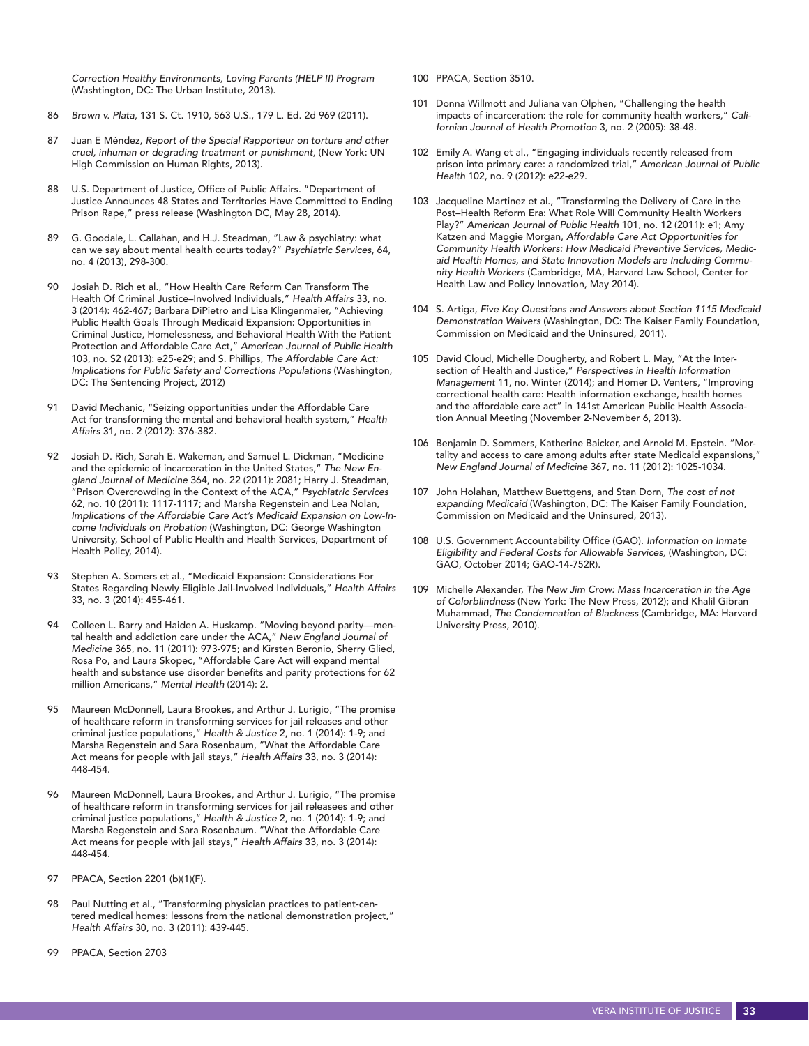*Correction Healthy Environments, Loving Parents (HELP II) Program* (Washtington, DC: The Urban Institute, 2013).

86 *Brown v. Plata*, 131 S. Ct. 1910, 563 U.S., 179 L. Ed. 2d 969 (2011).

87 Juan E Méndez, *Report of the Special Rapporteur on torture and other cruel, inhuman or degrading treatment or punishment*, (New York: UN High Commission on Human Rights, 2013).

88 U.S. Department of Justice, Office of Public Affairs. "Department of Justice Announces 48 States and Territories Have Committed to Ending Prison Rape," press release (Washington DC, May 28, 2014).

89 G. Goodale, L. Callahan, and H.J. Steadman, "Law & psychiatry: what can we say about mental health courts today?" *Psychiatric Services*, 64, no. 4 (2013), 298-300.

90 Josiah D. Rich et al., "How Health Care Reform Can Transform The Health Of Criminal Justice–Involved Individuals," *Health Affairs* 33, no. 3 (2014): 462-467; Barbara DiPietro and Lisa Klingenmaier, "Achieving Public Health Goals Through Medicaid Expansion: Opportunities in Criminal Justice, Homelessness, and Behavioral Health With the Patient Protection and Affordable Care Act," *American Journal of Public Health* 103, no. S2 (2013): e25-e29; and S. Phillips, *The Affordable Care Act: Implications for Public Safety and Corrections Populations* (Washington, DC: The Sentencing Project, 2012)

91 David Mechanic, "Seizing opportunities under the Affordable Care Act for transforming the mental and behavioral health system," *Health Affairs* 31, no. 2 (2012): 376-382.

92 Josiah D. Rich, Sarah E. Wakeman, and Samuel L. Dickman, "Medicine and the epidemic of incarceration in the United States," *The New England Journal of Medicine* 364, no. 22 (2011): 2081; Harry J. Steadman, "Prison Overcrowding in the Context of the ACA," *Psychiatric Services* 62, no. 10 (2011): 1117-1117; and Marsha Regenstein and Lea Nolan, *Implications of the Affordable Care Act's Medicaid Expansion on Low-Income Individuals on Probation* (Washington, DC: George Washington University, School of Public Health and Health Services, Department of Health Policy, 2014).

93 Stephen A. Somers et al., "Medicaid Expansion: Considerations For States Regarding Newly Eligible Jail-Involved Individuals," *Health Affairs* 33, no. 3 (2014): 455-461.

94 Colleen L. Barry and Haiden A. Huskamp. "Moving beyond parity—mental health and addiction care under the ACA," *New England Journal of Medicine* 365, no. 11 (2011): 973-975; and Kirsten Beronio, Sherry Glied, Rosa Po, and Laura Skopec, "Affordable Care Act will expand mental health and substance use disorder benefits and parity protections for 62 million Americans," *Mental Health* (2014): 2.

95 Maureen McDonnell, Laura Brookes, and Arthur J. Lurigio, "The promise of healthcare reform in transforming services for jail releases and other criminal justice populations," *Health & Justice* 2, no. 1 (2014): 1-9; and Marsha Regenstein and Sara Rosenbaum, "What the Affordable Care Act means for people with jail stays," *Health Affairs* 33, no. 3 (2014): 448-454.

96 Maureen McDonnell, Laura Brookes, and Arthur J. Lurigio, "The promise of healthcare reform in transforming services for jail releasees and other criminal justice populations," *Health & Justice* 2, no. 1 (2014): 1-9; and Marsha Regenstein and Sara Rosenbaum. "What the Affordable Care Act means for people with jail stays," *Health Affairs* 33, no. 3 (2014): 448-454.

97 PPACA, Section 2201 (b)(1)(F).

98 Paul Nutting et al., "Transforming physician practices to patient-centered medical homes: lessons from the national demonstration project," *Health Affairs* 30, no. 3 (2011): 439-445.

99 PPACA, Section 2703

100 PPACA, Section 3510.

101 Donna Willmott and Juliana van Olphen, "Challenging the health impacts of incarceration: the role for community health workers," *Californian Journal of Health Promotion* 3, no. 2 (2005): 38-48.

102 Emily A. Wang et al., "Engaging individuals recently released from prison into primary care: a randomized trial," *American Journal of Public Health* 102, no. 9 (2012): e22-e29.

103 Jacqueline Martinez et al., "Transforming the Delivery of Care in the Post–Health Reform Era: What Role Will Community Health Workers Play?" *American Journal of Public Health* 101, no. 12 (2011): e1; Amy Katzen and Maggie Morgan, *Affordable Care Act Opportunities for Community Health Workers: How Medicaid Preventive Services, Medicaid Health Homes, and State Innovation Models are Including Community Health Workers* (Cambridge, MA, Harvard Law School, Center for Health Law and Policy Innovation, May 2014).

104 S. Artiga, *Five Key Questions and Answers about Section 1115 Medicaid Demonstration Waivers* (Washington, DC: The Kaiser Family Foundation, Commission on Medicaid and the Uninsured, 2011).

105 David Cloud, Michelle Dougherty, and Robert L. May, "At the Intersection of Health and Justice," *Perspectives in Health Information Management* 11, no. Winter (2014); and Homer D. Venters, "Improving correctional health care: Health information exchange, health homes and the affordable care act" in 141st American Public Health Association Annual Meeting (November 2-November 6, 2013).

106 Benjamin D. Sommers, Katherine Baicker, and Arnold M. Epstein. "Mortality and access to care among adults after state Medicaid expansions," *New England Journal of Medicine* 367, no. 11 (2012): 1025-1034.

107 John Holahan, Matthew Buettgens, and Stan Dorn, *The cost of not expanding Medicaid* (Washington, DC: The Kaiser Family Foundation, Commission on Medicaid and the Uninsured, 2013).

108 U.S. Government Accountability Office (GAO). *Information on Inmate Eligibility and Federal Costs for Allowable Services*, (Washington, DC: GAO, October 2014; GAO-14-752R).

109 Michelle Alexander, *The New Jim Crow: Mass Incarceration in the Age of Colorblindness* (New York: The New Press, 2012); and Khalil Gibran Muhammad, *The Condemnation of Blackness* (Cambridge, MA: Harvard University Press, 2010).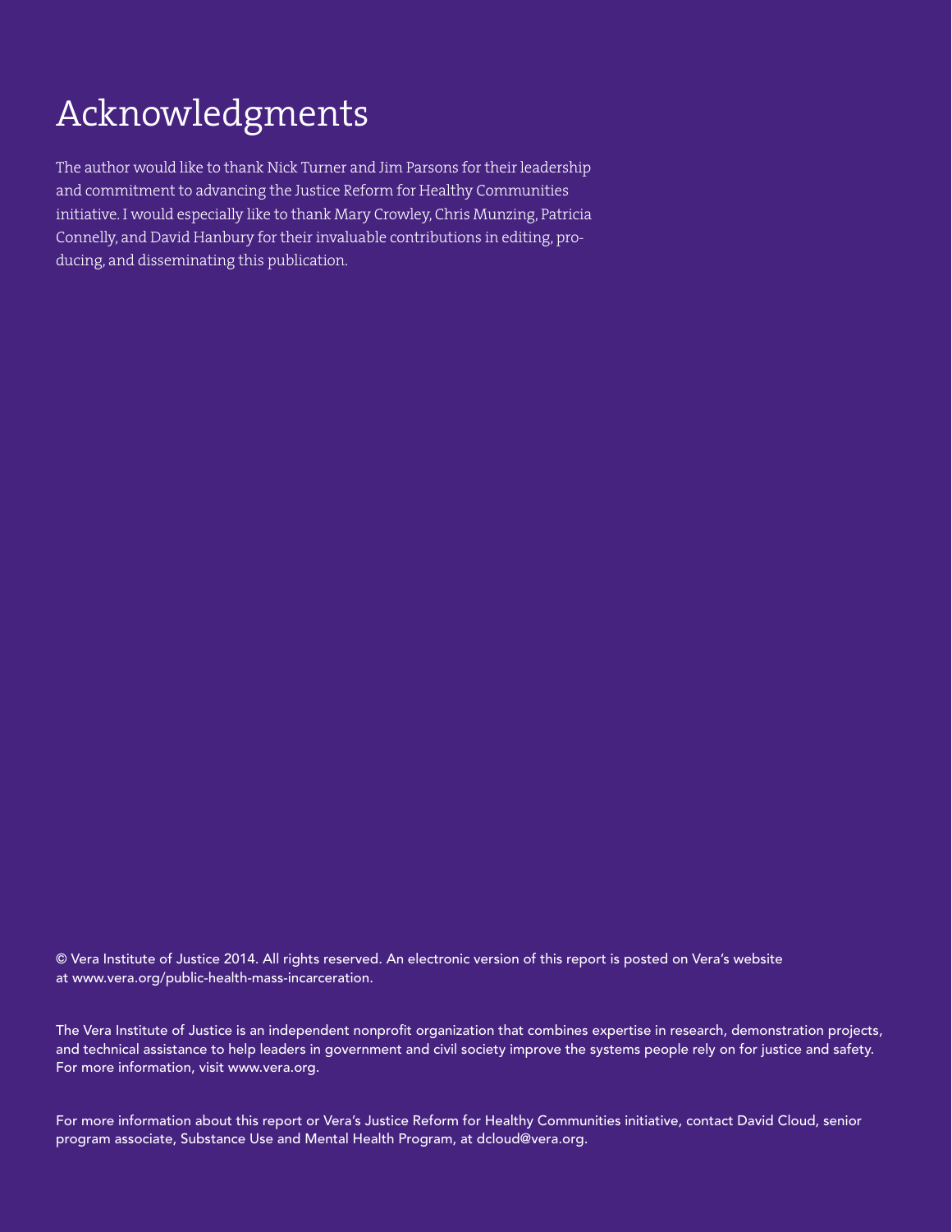# Acknowledgments

The author would like to thank Nick Turner and Jim Parsons for their leadership and commitment to advancing the Justice Reform for Healthy Communities initiative. I would especially like to thank Mary Crowley, Chris Munzing, Patricia Connelly, and David Hanbury for their invaluable contributions in editing, producing, and disseminating this publication.

© Vera Institute of Justice 2014. All rights reserved. An electronic version of this report is posted on Vera's website at www.vera.org/public-health-mass-incarceration.

The Vera Institute of Justice is an independent nonprofit organization that combines expertise in research, demonstration projects, and technical assistance to help leaders in government and civil society improve the systems people rely on for justice and safety. For more information, visit www.vera.org.

For more information about this report or Vera's Justice Reform for Healthy Communities initiative, contact David Cloud, senior program associate, Substance Use and Mental Health Program, at dcloud@vera.org.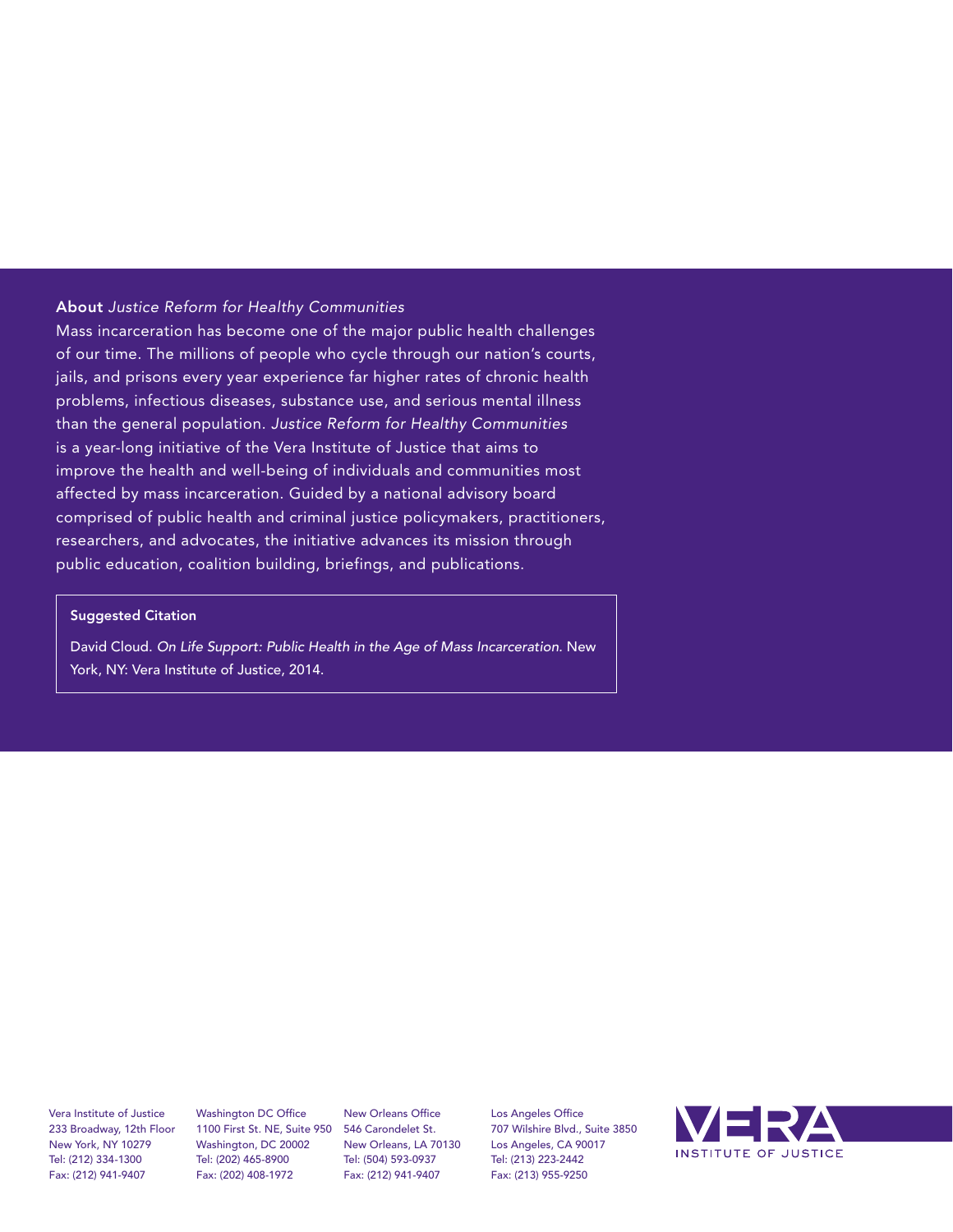**About** *Justice Reform for Healthy Communities*

Mass incarceration has become one of the major public health challenges of our time. The millions of people who cycle through our nation's courts, jails, and prisons every year experience far higher rates of chronic health problems, infectious diseases, substance use, and serious mental illness than the general population. *Justice Reform for Healthy Communities* is a year-long initiative of the Vera Institute of Justice that aims to improve the health and well-being of individuals and communities most affected by mass incarceration. Guided by a national advisory board comprised of public health and criminal justice policymakers, practitioners, researchers, and advocates, the initiative advances its mission through public education, coalition building, briefings, and publications.

**Suggested Citation**

David Cloud. *On Life Support: Public Health in the Age of Mass Incarceration.* New York, NY: Vera Institute of Justice, 2014.

Vera Institute of Justice
233 Broadway, 12th Floor
New York, NY 10279
Tel: (212) 334-1300
Fax: (212) 941-9407

Washington DC Office
1100 First St. NE, Suite 950
Washington, DC 20002
Tel: (202) 465-8900
Fax: (202) 408-1972

New Orleans Office
546 Carondelet St.
New Orleans, LA 70130
Tel: (504) 593-0937
Fax: (212) 941-9407

Los Angeles Office
707 Wilshire Blvd., Suite 3850
Los Angeles, CA 90017
Tel: (213) 223-2442
Fax: (213) 955-9250

VERA INSTITUTE OF JUSTICE